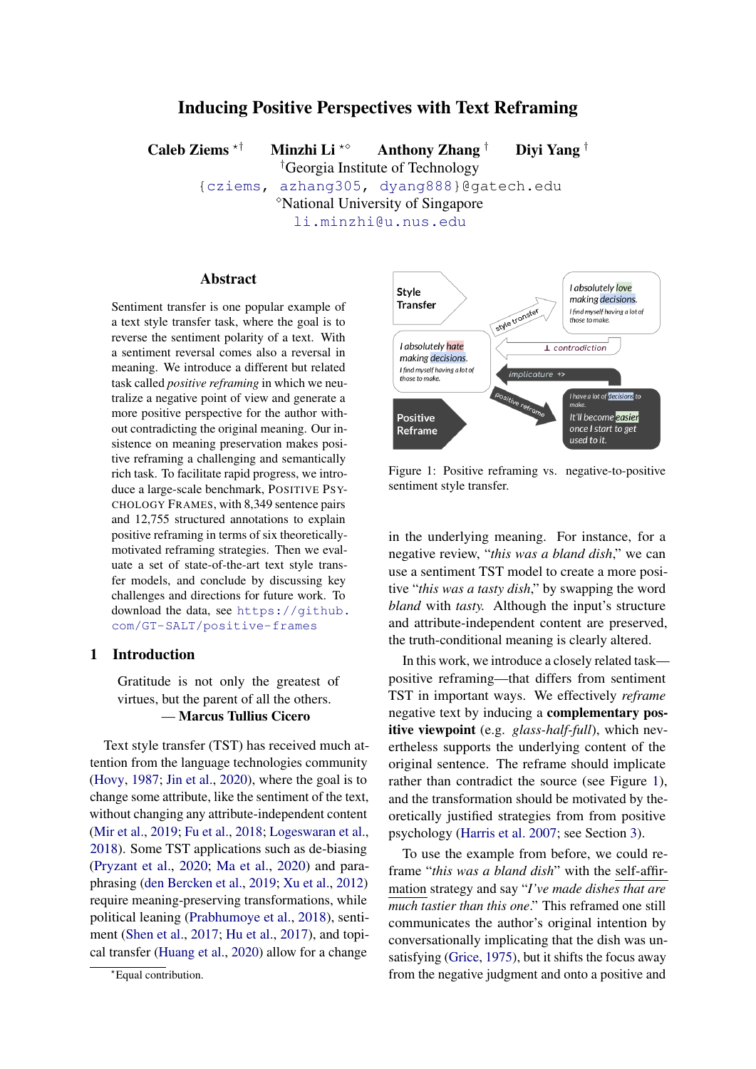# Inducing Positive Perspectives with Text Reframing

**Caleb Ziems** [*†] **Minzhi Li** [*◇] **Anthony Zhang** [†] **Diyi Yang** [†]

[†]Georgia Institute of Technology
{cziems, azhang305, dyang888}@gatech.edu
[◇]National University of Singapore
li.minzhi@u.nus.edu

## Abstract

Sentiment transfer is one popular example of a text style transfer task, where the goal is to reverse the sentiment polarity of a text. With a sentiment reversal comes also a reversal in meaning. We introduce a different but related task called *positive reframing* in which we neutralize a negative point of view and generate a more positive perspective for the author without contradicting the original meaning. Our insistence on meaning preservation makes positive reframing a challenging and semantically rich task. To facilitate rapid progress, we introduce a large-scale benchmark, POSITIVE PSYCHOLOGY FRAMES, with 8,349 sentence pairs and 12,755 structured annotations to explain positive reframing in terms of six theoretically-motivated reframing strategies. Then we evaluate a set of state-of-the-art text style transfer models, and conclude by discussing key challenges and directions for future work. To download the data, see https://github.com/GT-SALT/positive-frames

Figure 1: Positive reframing vs. negative-to-positive sentiment style transfer.

## 1 Introduction

> Gratitude is not only the greatest of virtues, but the parent of all the others.
> — **Marcus Tullius Cicero**

Text style transfer (TST) has received much attention from the language technologies community (Hovy, 1987; Jin et al., 2020), where the goal is to change some attribute, like the sentiment of the text, without changing any attribute-independent content (Mir et al., 2019; Fu et al., 2018; Logeswaran et al., 2018). Some TST applications such as de-biasing (Pryzant et al., 2020; Ma et al., 2020) and paraphrasing (den Bercken et al., 2019; Xu et al., 2012) require meaning-preserving transformations, while political leaning (Prabhumoye et al., 2018), sentiment (Shen et al., 2017; Hu et al., 2017), and topical transfer (Huang et al., 2020) allow for a change in the underlying meaning. For instance, for a negative review, "*this was a bland dish*," we can use a sentiment TST model to create a more positive "*this was a tasty dish*," by swapping the word *bland* with *tasty.* Although the input's structure and attribute-independent content are preserved, the truth-conditional meaning is clearly altered.

In this work, we introduce a closely related task—positive reframing—that differs from sentiment TST in important ways. We effectively *reframe* negative text by inducing a **complementary positive viewpoint** (e.g. *glass-half-full*), which nevertheless supports the underlying content of the original sentence. The reframe should implicate rather than contradict the source (see Figure 1), and the transformation should be motivated by theoretically justified strategies from from positive psychology (Harris et al. 2007; see Section 3).

To use the example from before, we could reframe "*this was a bland dish*" with the self-affirmation strategy and say "*I've made dishes that are much tastier than this one*." This reframed one still communicates the author's original intention by conversationally implicating that the dish was unsatisfying (Grice, 1975), but it shifts the focus away from the negative judgment and onto a positive and

[*]Equal contribution.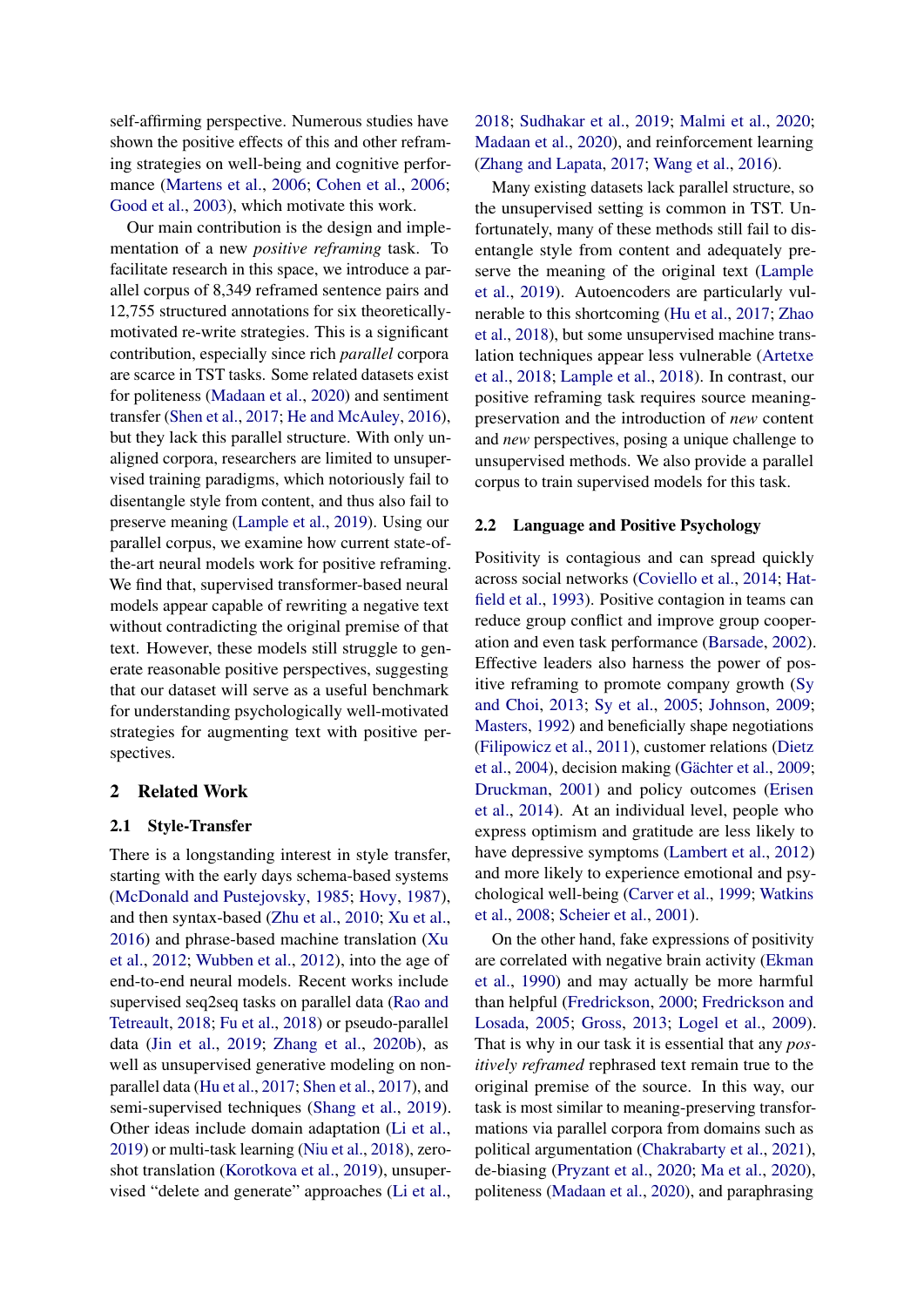self-affirming perspective. Numerous studies have shown the positive effects of this and other reframing strategies on well-being and cognitive performance (Martens et al., 2006; Cohen et al., 2006; Good et al., 2003), which motivate this work.

Our main contribution is the design and implementation of a new *positive reframing* task. To facilitate research in this space, we introduce a parallel corpus of 8,349 reframed sentence pairs and 12,755 structured annotations for six theoretically-motivated re-write strategies. This is a significant contribution, especially since rich *parallel* corpora are scarce in TST tasks. Some related datasets exist for politeness (Madaan et al., 2020) and sentiment transfer (Shen et al., 2017; He and McAuley, 2016), but they lack this parallel structure. With only unaligned corpora, researchers are limited to unsupervised training paradigms, which notoriously fail to disentangle style from content, and thus also fail to preserve meaning (Lample et al., 2019). Using our parallel corpus, we examine how current state-of-the-art neural models work for positive reframing. We find that, supervised transformer-based neural models appear capable of rewriting a negative text without contradicting the original premise of that text. However, these models still struggle to generate reasonable positive perspectives, suggesting that our dataset will serve as a useful benchmark for understanding psychologically well-motivated strategies for augmenting text with positive perspectives.

## 2 Related Work

### 2.1 Style-Transfer

There is a longstanding interest in style transfer, starting with the early days schema-based systems (McDonald and Pustejovsky, 1985; Hovy, 1987), and then syntax-based (Zhu et al., 2010; Xu et al., 2016) and phrase-based machine translation (Xu et al., 2012; Wubben et al., 2012), into the age of end-to-end neural models. Recent works include supervised seq2seq tasks on parallel data (Rao and Tetreault, 2018; Fu et al., 2018) or pseudo-parallel data (Jin et al., 2019; Zhang et al., 2020b), as well as unsupervised generative modeling on non-parallel data (Hu et al., 2017; Shen et al., 2017), and semi-supervised techniques (Shang et al., 2019). Other ideas include domain adaptation (Li et al., 2019) or multi-task learning (Niu et al., 2018), zero-shot translation (Korotkova et al., 2019), unsupervised "delete and generate" approaches (Li et al., 2018; Sudhakar et al., 2019; Malmi et al., 2020; Madaan et al., 2020), and reinforcement learning (Zhang and Lapata, 2017; Wang et al., 2016).

Many existing datasets lack parallel structure, so the unsupervised setting is common in TST. Unfortunately, many of these methods still fail to disentangle style from content and adequately preserve the meaning of the original text (Lample et al., 2019). Autoencoders are particularly vulnerable to this shortcoming (Hu et al., 2017; Zhao et al., 2018), but some unsupervised machine translation techniques appear less vulnerable (Artetxe et al., 2018; Lample et al., 2018). In contrast, our positive reframing task requires source meaning-preservation and the introduction of *new* content and *new* perspectives, posing a unique challenge to unsupervised methods. We also provide a parallel corpus to train supervised models for this task.

### 2.2 Language and Positive Psychology

Positivity is contagious and can spread quickly across social networks (Coviello et al., 2014; Hatfield et al., 1993). Positive contagion in teams can reduce group conflict and improve group cooperation and even task performance (Barsade, 2002). Effective leaders also harness the power of positive reframing to promote company growth (Sy and Choi, 2013; Sy et al., 2005; Johnson, 2009; Masters, 1992) and beneficially shape negotiations (Filipowicz et al., 2011), customer relations (Dietz et al., 2004), decision making (Gächter et al., 2009; Druckman, 2001) and policy outcomes (Erisen et al., 2014). At an individual level, people who express optimism and gratitude are less likely to have depressive symptoms (Lambert et al., 2012) and more likely to experience emotional and psychological well-being (Carver et al., 1999; Watkins et al., 2008; Scheier et al., 2001).

On the other hand, fake expressions of positivity are correlated with negative brain activity (Ekman et al., 1990) and may actually be more harmful than helpful (Fredrickson, 2000; Fredrickson and Losada, 2005; Gross, 2013; Logel et al., 2009). That is why in our task it is essential that any *positively reframed* rephrased text remain true to the original premise of the source. In this way, our task is most similar to meaning-preserving transformations via parallel corpora from domains such as political argumentation (Chakrabarty et al., 2021), de-biasing (Pryzant et al., 2020; Ma et al., 2020), politeness (Madaan et al., 2020), and paraphrasing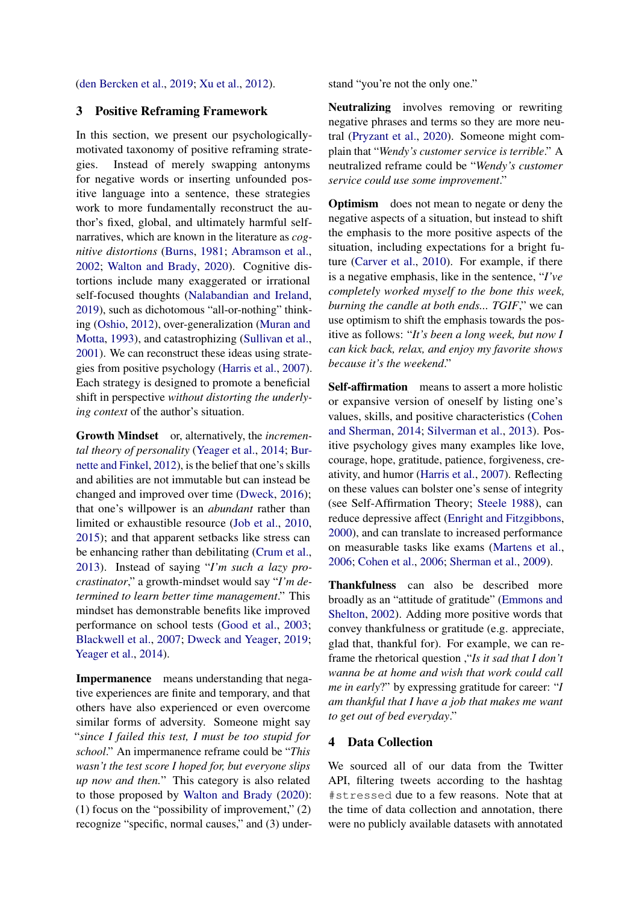(den Bercken et al., 2019; Xu et al., 2012).

## 3 Positive Reframing Framework

In this section, we present our psychologically-motivated taxonomy of positive reframing strategies. Instead of merely swapping antonyms for negative words or inserting unfounded positive language into a sentence, these strategies work to more fundamentally reconstruct the author's fixed, global, and ultimately harmful self-narratives, which are known in the literature as *cognitive distortions* (Burns, 1981; Abramson et al., 2002; Walton and Brady, 2020). Cognitive distortions include many exaggerated or irrational self-focused thoughts (Nalabandian and Ireland, 2019), such as dichotomous "all-or-nothing" thinking (Oshio, 2012), over-generalization (Muran and Motta, 1993), and catastrophizing (Sullivan et al., 2001). We can reconstruct these ideas using strategies from positive psychology (Harris et al., 2007). Each strategy is designed to promote a beneficial shift in perspective *without distorting the underlying context* of the author's situation.

**Growth Mindset** or, alternatively, the *incremental theory of personality* (Yeager et al., 2014; Burnette and Finkel, 2012), is the belief that one's skills and abilities are not immutable but can instead be changed and improved over time (Dweck, 2016); that one's willpower is an *abundant* rather than limited or exhaustible resource (Job et al., 2010, 2015); and that apparent setbacks like stress can be enhancing rather than debilitating (Crum et al., 2013). Instead of saying "*I'm such a lazy procrastinator*," a growth-mindset would say "*I'm determined to learn better time management*." This mindset has demonstrable benefits like improved performance on school tests (Good et al., 2003; Blackwell et al., 2007; Dweck and Yeager, 2019; Yeager et al., 2014).

**Impermanence** means understanding that negative experiences are finite and temporary, and that others have also experienced or even overcome similar forms of adversity. Someone might say "*since I failed this test, I must be too stupid for school*." An impermanence reframe could be "*This wasn't the test score I hoped for, but everyone slips up now and then*." This category is also related to those proposed by Walton and Brady (2020): (1) focus on the "possibility of improvement," (2) recognize "specific, normal causes," and (3) understand "you're not the only one."

**Neutralizing** involves removing or rewriting negative phrases and terms so they are more neutral (Pryzant et al., 2020). Someone might complain that "*Wendy's customer service is terrible*." A neutralized reframe could be "*Wendy's customer service could use some improvement*."

**Optimism** does not mean to negate or deny the negative aspects of a situation, but instead to shift the emphasis to the more positive aspects of the situation, including expectations for a bright future (Carver et al., 2010). For example, if there is a negative emphasis, like in the sentence, "*I've completely worked myself to the bone this week, burning the candle at both ends... TGIF*," we can use optimism to shift the emphasis towards the positive as follows: "*It's been a long week, but now I can kick back, relax, and enjoy my favorite shows because it's the weekend*."

**Self-affirmation** means to assert a more holistic or expansive version of oneself by listing one's values, skills, and positive characteristics (Cohen and Sherman, 2014; Silverman et al., 2013). Positive psychology gives many examples like love, courage, hope, gratitude, patience, forgiveness, creativity, and humor (Harris et al., 2007). Reflecting on these values can bolster one's sense of integrity (see Self-Affirmation Theory; Steele 1988), can reduce depressive affect (Enright and Fitzgibbons, 2000), and can translate to increased performance on measurable tasks like exams (Martens et al., 2006; Cohen et al., 2006; Sherman et al., 2009).

**Thankfulness** can also be described more broadly as an "attitude of gratitude" (Emmons and Shelton, 2002). Adding more positive words that convey thankfulness or gratitude (e.g. appreciate, glad that, thankful for). For example, we can reframe the rhetorical question ,"*Is it sad that I don't wanna be at home and wish that work could call me in early*?" by expressing gratitude for career: "*I am thankful that I have a job that makes me want to get out of bed everyday*."

## 4 Data Collection

We sourced all of our data from the Twitter API, filtering tweets according to the hashtag `#stressed` due to a few reasons. Note that at the time of data collection and annotation, there were no publicly available datasets with annotated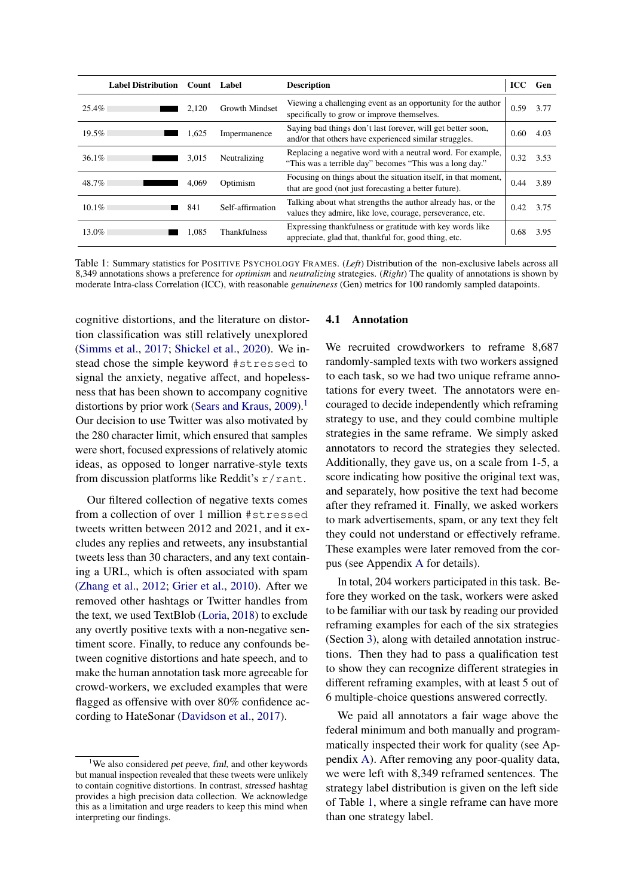| Label Distribution | Count | Label | Description | ICC | Gen |
|---|---|---|---|---|---|
| 25.4% | 2,120 | Growth Mindset | Viewing a challenging event as an opportunity for the author specifically to grow or improve themselves. | 0.59 | 3.77 |
| 19.5% | 1,625 | Impermanence | Saying bad things don't last forever, will get better soon, and/or that others have experienced similar struggles. | 0.60 | 4.03 |
| 36.1% | 3,015 | Neutralizing | Replacing a negative word with a neutral word. For example, "This was a terrible day" becomes "This was a long day." | 0.32 | 3.53 |
| 48.7% | 4,069 | Optimism | Focusing on things about the situation itself, in that moment, that are good (not just forecasting a better future). | 0.44 | 3.89 |
| 10.1% | 841 | Self-affirmation | Talking about what strengths the author already has, or the values they admire, like love, courage, perseverance, etc. | 0.42 | 3.75 |
| 13.0% | 1,085 | Thankfulness | Expressing thankfulness or gratitude with key words like appreciate, glad that, thankful for, good thing, etc. | 0.68 | 3.95 |

Table 1: Summary statistics for POSITIVE PSYCHOLOGY FRAMES. (*Left*) Distribution of the non-exclusive labels across all 8,349 annotations shows a preference for *optimism* and *neutralizing* strategies. (*Right*) The quality of annotations is shown by moderate Intra-class Correlation (ICC), with reasonable *genuineness* (Gen) metrics for 100 randomly sampled datapoints.

cognitive distortions, and the literature on distortion classification was still relatively unexplored (Simms et al., 2017; Shickel et al., 2020). We instead chose the simple keyword `#stressed` to signal the anxiety, negative affect, and hopelessness that has been shown to accompany cognitive distortions by prior work (Sears and Kraus, 2009).[1] Our decision to use Twitter was also motivated by the 280 character limit, which ensured that samples were short, focused expressions of relatively atomic ideas, as opposed to longer narrative-style texts from discussion platforms like Reddit's `r/rant`.

Our filtered collection of negative texts comes from a collection of over 1 million `#stressed` tweets written between 2012 and 2021, and it excludes any replies and retweets, any insubstantial tweets less than 30 characters, and any text containing a URL, which is often associated with spam (Zhang et al., 2012; Grier et al., 2010). After we removed other hashtags or Twitter handles from the text, we used TextBlob (Loria, 2018) to exclude any overtly positive texts with a non-negative sentiment score. Finally, to reduce any confounds between cognitive distortions and hate speech, and to make the human annotation task more agreeable for crowd-workers, we excluded examples that were flagged as offensive with over 80% confidence according to HateSonar (Davidson et al., 2017).

[1] We also considered *pet peeve*, *fml*, and other keywords but manual inspection revealed that these tweets were unlikely to contain cognitive distortions. In contrast, *stressed* hashtag provides a high precision data collection. We acknowledge this as a limitation and urge readers to keep this mind when interpreting our findings.

## 4.1 Annotation

We recruited crowdworkers to reframe 8,687 randomly-sampled texts with two workers assigned to each task, so we had two unique reframe annotations for every tweet. The annotators were encouraged to decide independently which reframing strategy to use, and they could combine multiple strategies in the same reframe. We simply asked annotators to record the strategies they selected. Additionally, they gave us, on a scale from 1-5, a score indicating how positive the original text was, and separately, how positive the text had become after they reframed it. Finally, we asked workers to mark advertisements, spam, or any text they felt they could not understand or effectively reframe. These examples were later removed from the corpus (see Appendix A for details).

In total, 204 workers participated in this task. Before they worked on the task, workers were asked to be familiar with our task by reading our provided reframing examples for each of the six strategies (Section 3), along with detailed annotation instructions. Then they had to pass a qualification test to show they can recognize different strategies in different reframing examples, with at least 5 out of 6 multiple-choice questions answered correctly.

We paid all annotators a fair wage above the federal minimum and both manually and programmatically inspected their work for quality (see Appendix A). After removing any poor-quality data, we were left with 8,349 reframed sentences. The strategy label distribution is given on the left side of Table 1, where a single reframe can have more than one strategy label.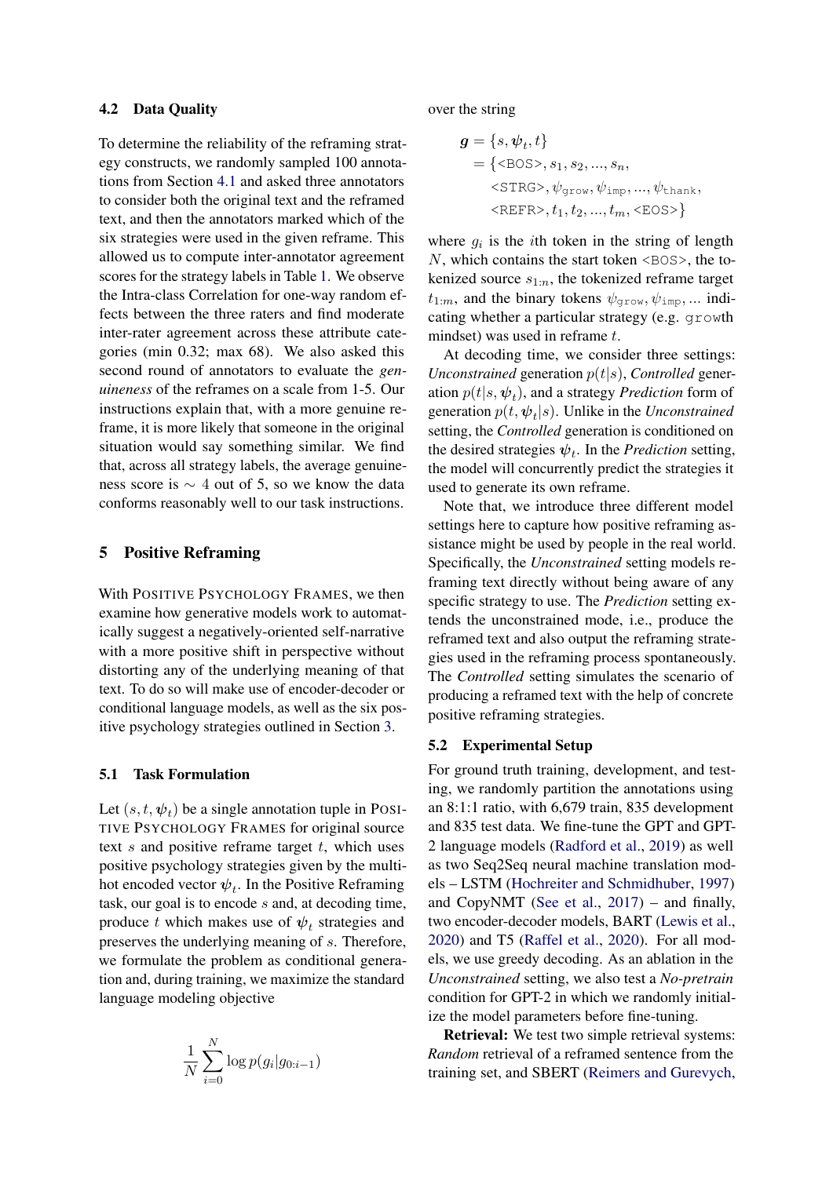### 4.2 Data Quality

To determine the reliability of the reframing strategy constructs, we randomly sampled 100 annotations from Section 4.1 and asked three annotators to consider both the original text and the reframed text, and then the annotators marked which of the six strategies were used in the given reframe. This allowed us to compute inter-annotator agreement scores for the strategy labels in Table 1. We observe the Intra-class Correlation for one-way random effects between the three raters and find moderate inter-rater agreement across these attribute categories (min 0.32; max 68). We also asked this second round of annotators to evaluate the *genuineness* of the reframes on a scale from 1-5. Our instructions explain that, with a more genuine reframe, it is more likely that someone in the original situation would say something similar. We find that, across all strategy labels, the average genuineness score is $\sim$ 4 out of 5, so we know the data conforms reasonably well to our task instructions.

## 5 Positive Reframing

With POSITIVE PSYCHOLOGY FRAMES, we then examine how generative models work to automatically suggest a negatively-oriented self-narrative with a more positive shift in perspective without distorting any of the underlying meaning of that text. To do so will make use of encoder-decoder or conditional language models, as well as the six positive psychology strategies outlined in Section 3.

### 5.1 Task Formulation

Let $(s, t, \boldsymbol{\psi}_t)$ be a single annotation tuple in POSITIVE PSYCHOLOGY FRAMES for original source text $s$ and positive reframe target $t$, which uses positive psychology strategies given by the multi-hot encoded vector $\boldsymbol{\psi}_t$. In the Positive Reframing task, our goal is to encode $s$ and, at decoding time, produce $t$ which makes use of $\boldsymbol{\psi}_t$ strategies and preserves the underlying meaning of $s$. Therefore, we formulate the problem as conditional generation and, during training, we maximize the standard language modeling objective

$$\frac{1}{N}\sum_{i=0}^{N} \log p(g_i|g_{0:i-1})$$

over the string

$$\begin{aligned}\boldsymbol{g} &= \{s, \boldsymbol{\psi}_t, t\} \\ &= \{\texttt{<BOS>}, s_1, s_2, ..., s_n, \\ &\quad \texttt{<STRG>}, \psi_{\texttt{grow}}, \psi_{\texttt{imp}}, ..., \psi_{\texttt{thank}}, \\ &\quad \texttt{<REFR>}, t_1, t_2, ..., t_m, \texttt{<EOS>}\}\end{aligned}$$

where $g_i$ is the $i$th token in the string of length $N$, which contains the start token <BOS>, the tokenized source $s_{1:n}$, the tokenized reframe target $t_{1:m}$, and the binary tokens $\psi_{\texttt{grow}}, \psi_{\texttt{imp}}, ...$ indicating whether a particular strategy (e.g. `grow`th mindset) was used in reframe $t$.

At decoding time, we consider three settings: *Unconstrained* generation $p(t|s)$, *Controlled* generation $p(t|s, \boldsymbol{\psi}_t)$, and a strategy *Prediction* form of generation $p(t, \boldsymbol{\psi}_t|s)$. Unlike in the *Unconstrained* setting, the *Controlled* generation is conditioned on the desired strategies $\boldsymbol{\psi}_t$. In the *Prediction* setting, the model will concurrently predict the strategies it used to generate its own reframe.

Note that, we introduce three different model settings here to capture how positive reframing assistance might be used by people in the real world. Specifically, the *Unconstrained* setting models reframing text directly without being aware of any specific strategy to use. The *Prediction* setting extends the unconstrained mode, i.e., produce the reframed text and also output the reframing strategies used in the reframing process spontaneously. The *Controlled* setting simulates the scenario of producing a reframed text with the help of concrete positive reframing strategies.

### 5.2 Experimental Setup

For ground truth training, development, and testing, we randomly partition the annotations using an 8:1:1 ratio, with 6,679 train, 835 development and 835 test data. We fine-tune the GPT and GPT-2 language models (Radford et al., 2019) as well as two Seq2Seq neural machine translation models – LSTM (Hochreiter and Schmidhuber, 1997) and CopyNMT (See et al., 2017) – and finally, two encoder-decoder models, BART (Lewis et al., 2020) and T5 (Raffel et al., 2020). For all models, we use greedy decoding. As an ablation in the *Unconstrained* setting, we also test a *No-pretrain* condition for GPT-2 in which we randomly initialize the model parameters before fine-tuning.

**Retrieval:** We test two simple retrieval systems: *Random* retrieval of a reframed sentence from the training set, and SBERT (Reimers and Gurevych,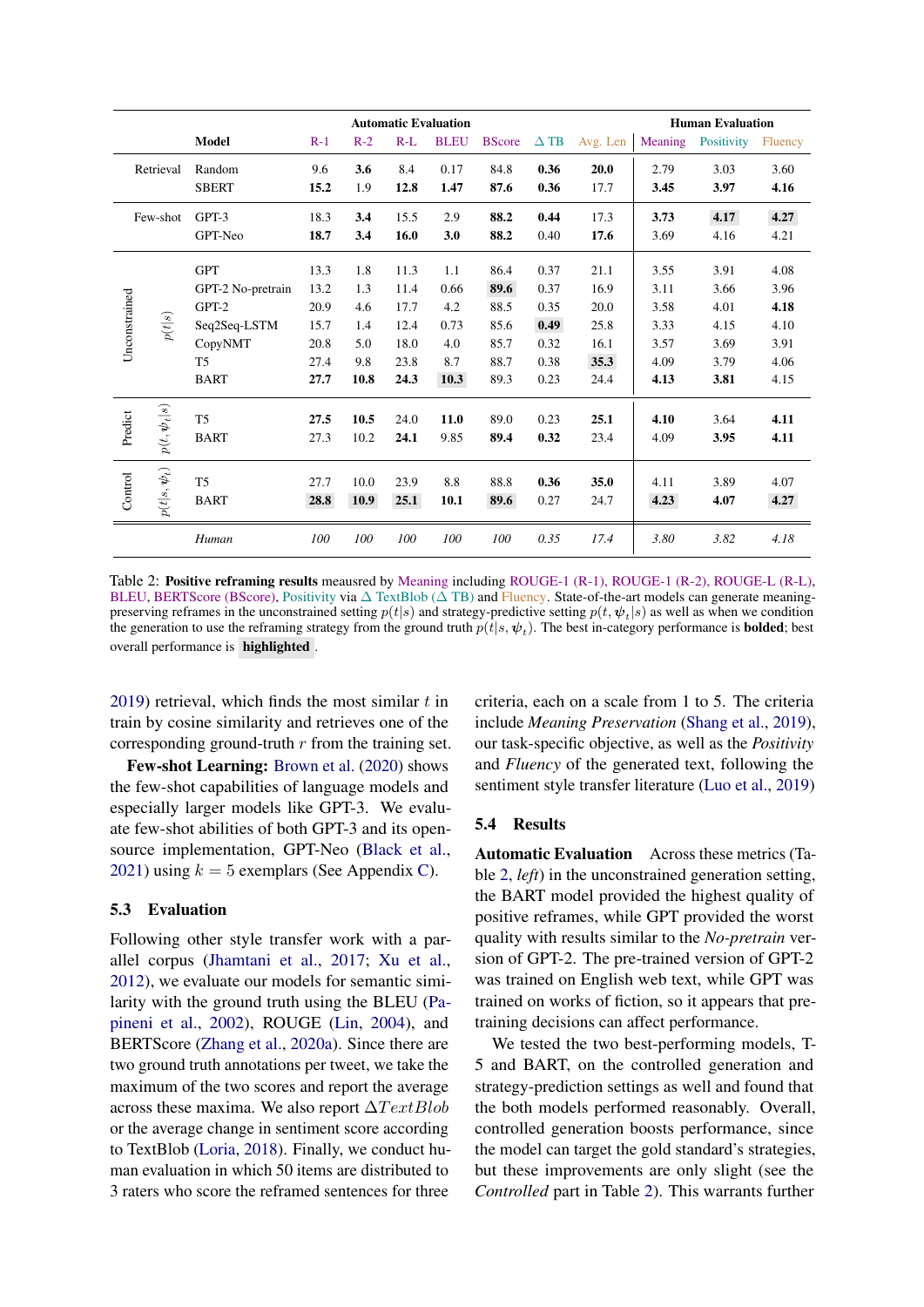| | | Model | Automatic Evaluation | | | | | | | Human Evaluation | | |
|---|---|---|---|---|---|---|---|---|---|---|---|---|
| | | | R-1 | R-2 | R-L | BLEU | BScore | Δ TB | Avg. Len | Meaning | Positivity | Fluency |
| Retrieval | | Random | 9.6 | **3.6** | 8.4 | 0.17 | 84.8 | **0.36** | **20.0** | 2.79 | 3.03 | 3.60 |
| | | SBERT | **15.2** | 1.9 | **12.8** | **1.47** | **87.6** | **0.36** | 17.7 | **3.45** | **3.97** | **4.16** |
| Few-shot | | GPT-3 | 18.3 | **3.4** | 15.5 | 2.9 | **88.2** | **0.44** | 17.3 | **3.73** | **4.17** | **4.27** |
| | | GPT-Neo | **18.7** | **3.4** | **16.0** | **3.0** | **88.2** | 0.40 | **17.6** | 3.69 | 4.16 | 4.21 |
| Unconstrained | $p(t\|s)$ | GPT | 13.3 | 1.8 | 11.3 | 1.1 | 86.4 | 0.37 | 21.1 | 3.55 | 3.91 | 4.08 |
| | | GPT-2 No-pretrain | 13.2 | 1.3 | 11.4 | 0.66 | **89.6** | 0.37 | 16.9 | 3.11 | 3.66 | 3.96 |
| | | GPT-2 | 20.9 | 4.6 | 17.7 | 4.2 | 88.5 | 0.35 | 20.0 | 3.58 | 4.01 | **4.18** |
| | | Seq2Seq-LSTM | 15.7 | 1.4 | 12.4 | 0.73 | 85.6 | **0.49** | 25.8 | 3.33 | 4.15 | 4.10 |
| | | CopyNMT | 20.8 | 5.0 | 18.0 | 4.0 | 85.7 | 0.32 | 16.1 | 3.57 | 3.69 | 3.91 |
| | | T5 | 27.4 | 9.8 | 23.8 | 8.7 | 88.7 | 0.38 | **35.3** | 4.09 | 3.79 | 4.06 |
| | | BART | **27.7** | **10.8** | **24.3** | **10.3** | 89.3 | 0.23 | 24.4 | **4.13** | **3.81** | 4.15 |
| Predict | $p(t, \boldsymbol{\psi}_t\|s)$ | T5 | **27.5** | **10.5** | 24.0 | **11.0** | 89.0 | 0.23 | **25.1** | **4.10** | 3.64 | **4.11** |
| | | BART | 27.3 | 10.2 | **24.1** | 9.85 | **89.4** | **0.32** | 23.4 | 4.09 | **3.95** | **4.11** |
| Control | $p(t\|s, \boldsymbol{\psi}_t)$ | T5 | 27.7 | 10.0 | 23.9 | 8.8 | 88.8 | **0.36** | **35.0** | 4.11 | 3.89 | 4.07 |
| | | BART | **28.8** | **10.9** | **25.1** | **10.1** | **89.6** | 0.27 | 24.7 | **4.23** | **4.07** | **4.27** |
| | | *Human* | *100* | *100* | *100* | *100* | *100* | *0.35* | *17.4* | *3.80* | *3.82* | *4.18* |

Table 2: **Positive reframing results** meausred by Meaning including ROUGE-1 (R-1), ROUGE-1 (R-2), ROUGE-L (R-L), BLEU, BERTScore (BScore), Positivity via Δ TextBlob (Δ TB) and Fluency. State-of-the-art models can generate meaning-preserving reframes in the unconstrained setting $p(t|s)$ and strategy-predictive setting $p(t, \boldsymbol{\psi}_t|s)$ as well as when we condition the generation to use the reframing strategy from the ground truth $p(t|s, \boldsymbol{\psi}_t)$. The best in-category performance is **bolded**; best overall performance is **highlighted**.

2019) retrieval, which finds the most similar $t$ in train by cosine similarity and retrieves one of the corresponding ground-truth $r$ from the training set.

**Few-shot Learning:** Brown et al. (2020) shows the few-shot capabilities of language models and especially larger models like GPT-3. We evaluate few-shot abilities of both GPT-3 and its open-source implementation, GPT-Neo (Black et al., 2021) using $k = 5$ exemplars (See Appendix C).

### 5.3 Evaluation

Following other style transfer work with a parallel corpus (Jhamtani et al., 2017; Xu et al., 2012), we evaluate our models for semantic similarity with the ground truth using the BLEU (Papineni et al., 2002), ROUGE (Lin, 2004), and BERTScore (Zhang et al., 2020a). Since there are two ground truth annotations per tweet, we take the maximum of the two scores and report the average across these maxima. We also report $\Delta TextBlob$ or the average change in sentiment score according to TextBlob (Loria, 2018). Finally, we conduct human evaluation in which 50 items are distributed to 3 raters who score the reframed sentences for three criteria, each on a scale from 1 to 5. The criteria include *Meaning Preservation* (Shang et al., 2019), our task-specific objective, as well as the *Positivity* and *Fluency* of the generated text, following the sentiment style transfer literature (Luo et al., 2019)

### 5.4 Results

**Automatic Evaluation** Across these metrics (Table 2, *left*) in the unconstrained generation setting, the BART model provided the highest quality of positive reframes, while GPT provided the worst quality with results similar to the *No-pretrain* version of GPT-2. The pre-trained version of GPT-2 was trained on English web text, while GPT was trained on works of fiction, so it appears that pretraining decisions can affect performance.

We tested the two best-performing models, T-5 and BART, on the controlled generation and strategy-prediction settings as well and found that the both models performed reasonably. Overall, controlled generation boosts performance, since the model can target the gold standard's strategies, but these improvements are only slight (see the *Controlled* part in Table 2). This warrants further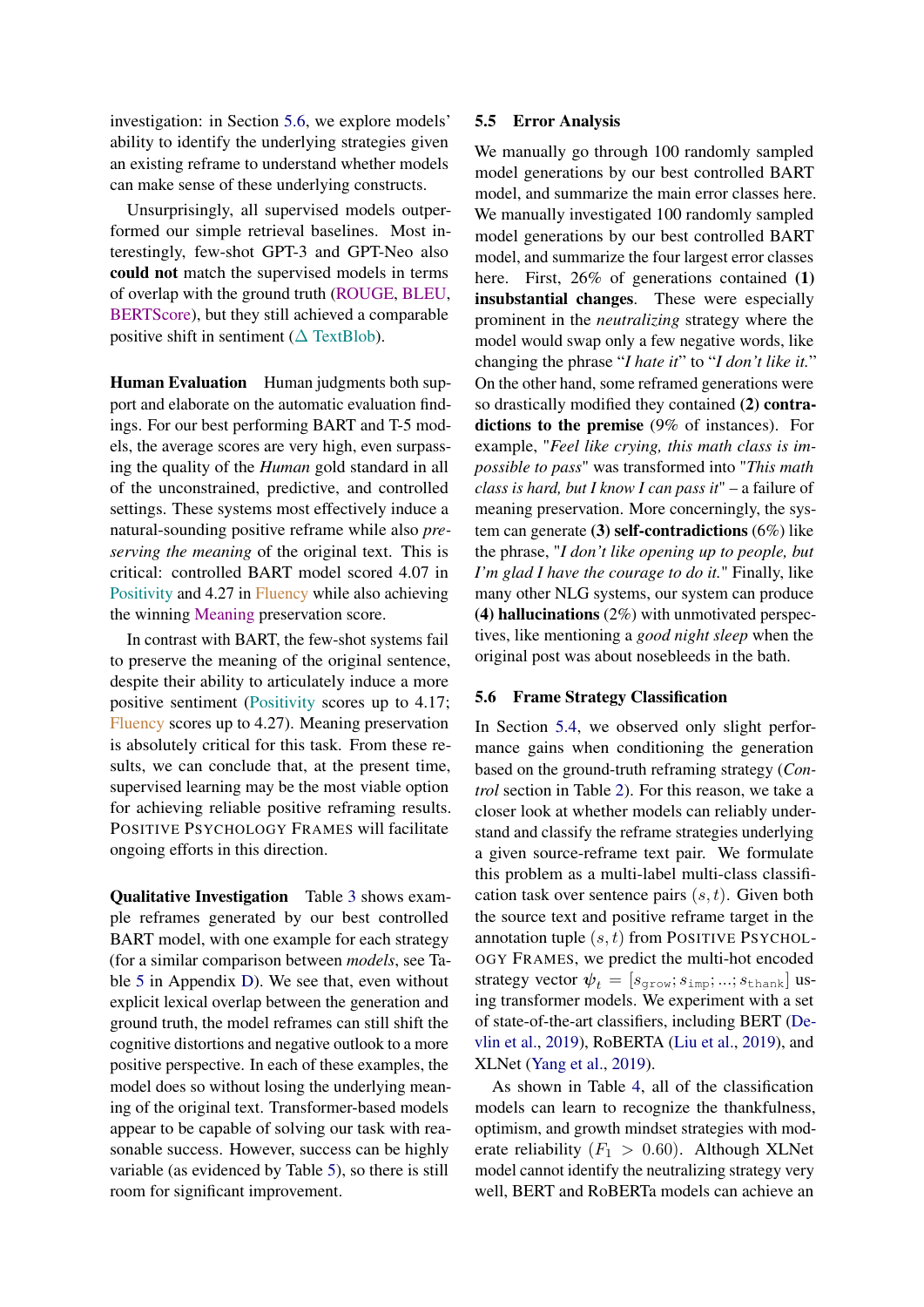investigation: in Section 5.6, we explore models' ability to identify the underlying strategies given an existing reframe to understand whether models can make sense of these underlying constructs.

Unsurprisingly, all supervised models outperformed our simple retrieval baselines. Most interestingly, few-shot GPT-3 and GPT-Neo also **could not** match the supervised models in terms of overlap with the ground truth (ROUGE, BLEU, BERTScore), but they still achieved a comparable positive shift in sentiment ($\Delta$ TextBlob).

**Human Evaluation** Human judgments both support and elaborate on the automatic evaluation findings. For our best performing BART and T-5 models, the average scores are very high, even surpassing the quality of the *Human* gold standard in all of the unconstrained, predictive, and controlled settings. These systems most effectively induce a natural-sounding positive reframe while also *preserving the meaning* of the original text. This is critical: controlled BART model scored 4.07 in Positivity and 4.27 in Fluency while also achieving the winning Meaning preservation score.

In contrast with BART, the few-shot systems fail to preserve the meaning of the original sentence, despite their ability to articulately induce a more positive sentiment (Positivity scores up to 4.17; Fluency scores up to 4.27). Meaning preservation is absolutely critical for this task. From these results, we can conclude that, at the present time, supervised learning may be the most viable option for achieving reliable positive reframing results. POSITIVE PSYCHOLOGY FRAMES will facilitate ongoing efforts in this direction.

**Qualitative Investigation** Table 3 shows example reframes generated by our best controlled BART model, with one example for each strategy (for a similar comparison between *models*, see Table 5 in Appendix D). We see that, even without explicit lexical overlap between the generation and ground truth, the model reframes can still shift the cognitive distortions and negative outlook to a more positive perspective. In each of these examples, the model does so without losing the underlying meaning of the original text. Transformer-based models appear to be capable of solving our task with reasonable success. However, success can be highly variable (as evidenced by Table 5), so there is still room for significant improvement.

### 5.5 Error Analysis

We manually go through 100 randomly sampled model generations by our best controlled BART model, and summarize the main error classes here. We manually investigated 100 randomly sampled model generations by our best controlled BART model, and summarize the four largest error classes here. First, 26% of generations contained **(1) insubstantial changes**. These were especially prominent in the *neutralizing* strategy where the model would swap only a few negative words, like changing the phrase "*I hate it*" to "*I don't like it.*" On the other hand, some reframed generations were so drastically modified they contained **(2) contradictions to the premise** (9% of instances). For example, "*Feel like crying, this math class is impossible to pass*" was transformed into "*This math class is hard, but I know I can pass it*" – a failure of meaning preservation. More concerningly, the system can generate **(3) self-contradictions** (6%) like the phrase, "*I don't like opening up to people, but I'm glad I have the courage to do it.*" Finally, like many other NLG systems, our system can produce **(4) hallucinations** (2%) with unmotivated perspectives, like mentioning a *good night sleep* when the original post was about nosebleeds in the bath.

### 5.6 Frame Strategy Classification

In Section 5.4, we observed only slight performance gains when conditioning the generation based on the ground-truth reframing strategy (*Control* section in Table 2). For this reason, we take a closer look at whether models can reliably understand and classify the reframe strategies underlying a given source-reframe text pair. We formulate this problem as a multi-label multi-class classification task over sentence pairs $(s, t)$. Given both the source text and positive reframe target in the annotation tuple $(s, t)$ from POSITIVE PSYCHOLOGY FRAMES, we predict the multi-hot encoded strategy vector $\psi_t = [s_{\texttt{grow}}; s_{\texttt{imp}}; ...; s_{\texttt{thank}}]$ using transformer models. We experiment with a set of state-of-the-art classifiers, including BERT (Devlin et al., 2019), RoBERTA (Liu et al., 2019), and XLNet (Yang et al., 2019).

As shown in Table 4, all of the classification models can learn to recognize the thankfulness, optimism, and growth mindset strategies with moderate reliability ($F_1 > 0.60$). Although XLNet model cannot identify the neutralizing strategy very well, BERT and RoBERTa models can achieve an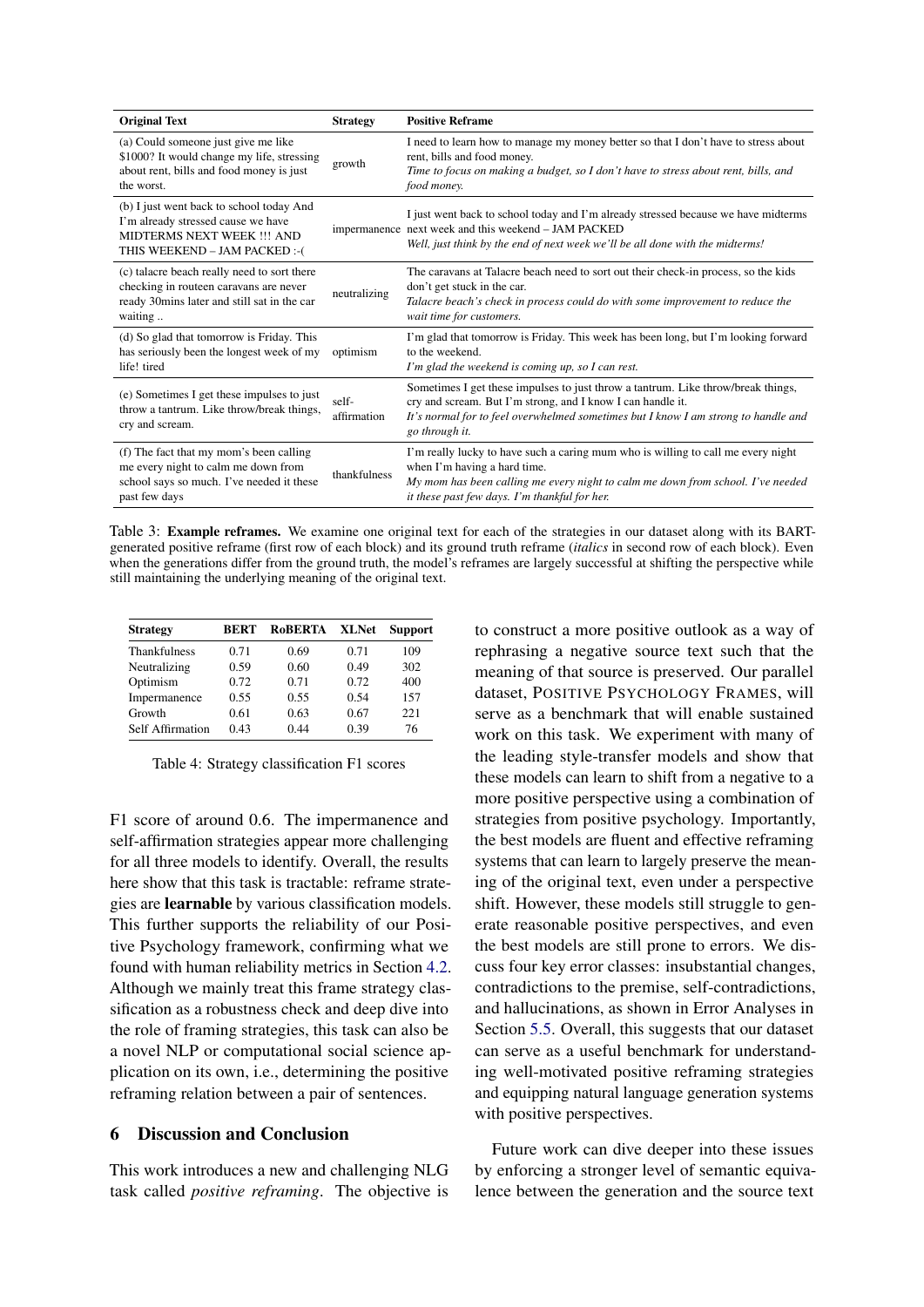| Original Text | Strategy | Positive Reframe |
|---|---|---|
| (a) Could someone just give me like $1000? It would change my life, stressing about rent, bills and food money is just the worst. | growth | I need to learn how to manage my money better so that I don't have to stress about rent, bills and food money. <br> *Time to focus on making a budget, so I don't have to stress about rent, bills, and food money.* |
| (b) I just went back to school today And I'm already stressed cause we have MIDTERMS NEXT WEEK !!! AND THIS WEEKEND – JAM PACKED :-( | impermanence | I just went back to school today and I'm already stressed because we have midterms next week and this weekend – JAM PACKED <br> *Well, just think by the end of next week we'll be all done with the midterms!* |
| (c) talacre beach really need to sort there checking in routeen caravans are never ready 30mins later and still sat in the car waiting .. | neutralizing | The caravans at Talacre beach need to sort out their check-in process, so the kids don't get stuck in the car. <br> *Talacre beach's check in process could do with some improvement to reduce the wait time for customers.* |
| (d) So glad that tomorrow is Friday. This has seriously been the longest week of my life! tired | optimism | I'm glad that tomorrow is Friday. This week has been long, but I'm looking forward to the weekend. <br> *I'm glad the weekend is coming up, so I can rest.* |
| (e) Sometimes I get these impulses to just throw a tantrum. Like throw/break things, cry and scream. | self-affirmation | Sometimes I get these impulses to just throw a tantrum. Like throw/break things, cry and scream. But I'm strong, and I know I can handle it. <br> *It's normal for to feel overwhelmed sometimes but I know I am strong to handle and go through it.* |
| (f) The fact that my mom's been calling me every night to calm me down from school says so much. I've needed it these past few days | thankfulness | I'm really lucky to have such a caring mum who is willing to call me every night when I'm having a hard time. <br> *My mom has been calling me every night to calm me down from school. I've needed it these past few days. I'm thankful for her.* |

Table 3: **Example reframes.** We examine one original text for each of the strategies in our dataset along with its BART-generated positive reframe (first row of each block) and its ground truth reframe (*italics* in second row of each block). Even when the generations differ from the ground truth, the model's reframes are largely successful at shifting the perspective while still maintaining the underlying meaning of the original text.

| Strategy | BERT | RoBERTA | XLNet | Support |
|---|---|---|---|---|
| Thankfulness | 0.71 | 0.69 | 0.71 | 109 |
| Neutralizing | 0.59 | 0.60 | 0.49 | 302 |
| Optimism | 0.72 | 0.71 | 0.72 | 400 |
| Impermanence | 0.55 | 0.55 | 0.54 | 157 |
| Growth | 0.61 | 0.63 | 0.67 | 221 |
| Self Affirmation | 0.43 | 0.44 | 0.39 | 76 |

Table 4: Strategy classification F1 scores

F1 score of around 0.6. The impermanence and self-affirmation strategies appear more challenging for all three models to identify. Overall, the results here show that this task is tractable: reframe strategies are **learnable** by various classification models. This further supports the reliability of our Positive Psychology framework, confirming what we found with human reliability metrics in Section 4.2. Although we mainly treat this frame strategy classification as a robustness check and deep dive into the role of framing strategies, this task can also be a novel NLP or computational social science application on its own, i.e., determining the positive reframing relation between a pair of sentences.

## 6 Discussion and Conclusion

This work introduces a new and challenging NLG task called *positive reframing*. The objective is to construct a more positive outlook as a way of rephrasing a negative source text such that the meaning of that source is preserved. Our parallel dataset, POSITIVE PSYCHOLOGY FRAMES, will serve as a benchmark that will enable sustained work on this task. We experiment with many of the leading style-transfer models and show that these models can learn to shift from a negative to a more positive perspective using a combination of strategies from positive psychology. Importantly, the best models are fluent and effective reframing systems that can learn to largely preserve the meaning of the original text, even under a perspective shift. However, these models still struggle to generate reasonable positive perspectives, and even the best models are still prone to errors. We discuss four key error classes: insubstantial changes, contradictions to the premise, self-contradictions, and hallucinations, as shown in Error Analyses in Section 5.5. Overall, this suggests that our dataset can serve as a useful benchmark for understanding well-motivated positive reframing strategies and equipping natural language generation systems with positive perspectives.

Future work can dive deeper into these issues by enforcing a stronger level of semantic equivalence between the generation and the source text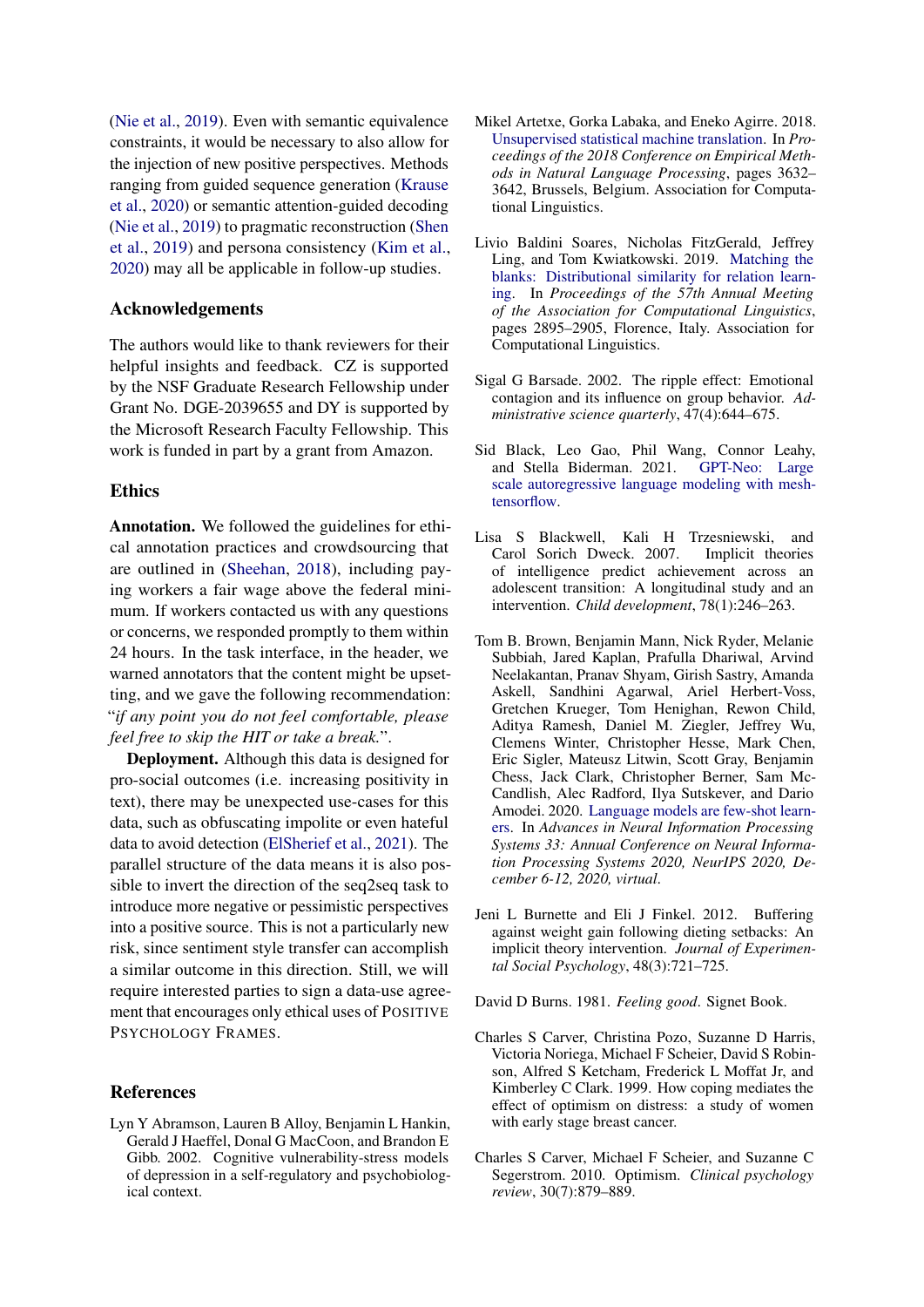(Nie et al., 2019). Even with semantic equivalence constraints, it would be necessary to also allow for the injection of new positive perspectives. Methods ranging from guided sequence generation (Krause et al., 2020) or semantic attention-guided decoding (Nie et al., 2019) to pragmatic reconstruction (Shen et al., 2019) and persona consistency (Kim et al., 2020) may all be applicable in follow-up studies.

## Acknowledgements

The authors would like to thank reviewers for their helpful insights and feedback. CZ is supported by the NSF Graduate Research Fellowship under Grant No. DGE-2039655 and DY is supported by the Microsoft Research Faculty Fellowship. This work is funded in part by a grant from Amazon.

## Ethics

**Annotation.** We followed the guidelines for ethical annotation practices and crowdsourcing that are outlined in (Sheehan, 2018), including paying workers a fair wage above the federal minimum. If workers contacted us with any questions or concerns, we responded promptly to them within 24 hours. In the task interface, in the header, we warned annotators that the content might be upsetting, and we gave the following recommendation: "*if any point you do not feel comfortable, please feel free to skip the HIT or take a break.*".

**Deployment.** Although this data is designed for pro-social outcomes (i.e. increasing positivity in text), there may be unexpected use-cases for this data, such as obfuscating impolite or even hateful data to avoid detection (ElSherief et al., 2021). The parallel structure of the data means it is also possible to invert the direction of the seq2seq task to introduce more negative or pessimistic perspectives into a positive source. This is not a particularly new risk, since sentiment style transfer can accomplish a similar outcome in this direction. Still, we will require interested parties to sign a data-use agreement that encourages only ethical uses of POSITIVE PSYCHOLOGY FRAMES.

## References

Lyn Y Abramson, Lauren B Alloy, Benjamin L Hankin, Gerald J Haeffel, Donal G MacCoon, and Brandon E Gibb. 2002. Cognitive vulnerability-stress models of depression in a self-regulatory and psychobiological context.

Mikel Artetxe, Gorka Labaka, and Eneko Agirre. 2018. Unsupervised statistical machine translation. In *Proceedings of the 2018 Conference on Empirical Methods in Natural Language Processing*, pages 3632–3642, Brussels, Belgium. Association for Computational Linguistics.

Livio Baldini Soares, Nicholas FitzGerald, Jeffrey Ling, and Tom Kwiatkowski. 2019. Matching the blanks: Distributional similarity for relation learning. In *Proceedings of the 57th Annual Meeting of the Association for Computational Linguistics*, pages 2895–2905, Florence, Italy. Association for Computational Linguistics.

Sigal G Barsade. 2002. The ripple effect: Emotional contagion and its influence on group behavior. *Administrative science quarterly*, 47(4):644–675.

Sid Black, Leo Gao, Phil Wang, Connor Leahy, and Stella Biderman. 2021. GPT-Neo: Large scale autoregressive language modeling with mesh-tensorflow.

Lisa S Blackwell, Kali H Trzesniewski, and Carol Sorich Dweck. 2007. Implicit theories of intelligence predict achievement across an adolescent transition: A longitudinal study and an intervention. *Child development*, 78(1):246–263.

Tom B. Brown, Benjamin Mann, Nick Ryder, Melanie Subbiah, Jared Kaplan, Prafulla Dhariwal, Arvind Neelakantan, Pranav Shyam, Girish Sastry, Amanda Askell, Sandhini Agarwal, Ariel Herbert-Voss, Gretchen Krueger, Tom Henighan, Rewon Child, Aditya Ramesh, Daniel M. Ziegler, Jeffrey Wu, Clemens Winter, Christopher Hesse, Mark Chen, Eric Sigler, Mateusz Litwin, Scott Gray, Benjamin Chess, Jack Clark, Christopher Berner, Sam McCandlish, Alec Radford, Ilya Sutskever, and Dario Amodei. 2020. Language models are few-shot learners. In *Advances in Neural Information Processing Systems 33: Annual Conference on Neural Information Processing Systems 2020, NeurIPS 2020, December 6-12, 2020, virtual*.

Jeni L Burnette and Eli J Finkel. 2012. Buffering against weight gain following dieting setbacks: An implicit theory intervention. *Journal of Experimental Social Psychology*, 48(3):721–725.

David D Burns. 1981. *Feeling good*. Signet Book.

Charles S Carver, Christina Pozo, Suzanne D Harris, Victoria Noriega, Michael F Scheier, David S Robinson, Alfred S Ketcham, Frederick L Moffat Jr, and Kimberley C Clark. 1999. How coping mediates the effect of optimism on distress: a study of women with early stage breast cancer.

Charles S Carver, Michael F Scheier, and Suzanne C Segerstrom. 2010. Optimism. *Clinical psychology review*, 30(7):879–889.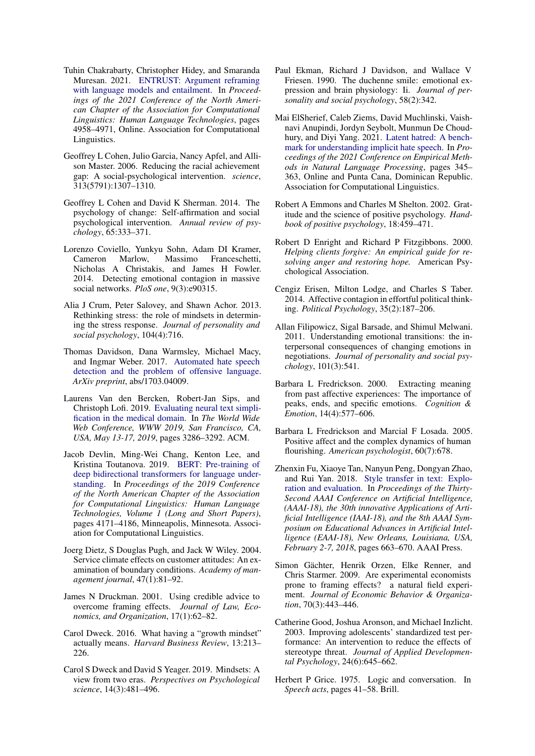Tuhin Chakrabarty, Christopher Hidey, and Smaranda Muresan. 2021. ENTRUST: Argument reframing with language models and entailment. In *Proceedings of the 2021 Conference of the North American Chapter of the Association for Computational Linguistics: Human Language Technologies*, pages 4958–4971, Online. Association for Computational Linguistics.

Geoffrey L Cohen, Julio Garcia, Nancy Apfel, and Allison Master. 2006. Reducing the racial achievement gap: A social-psychological intervention. *science*, 313(5791):1307–1310.

Geoffrey L Cohen and David K Sherman. 2014. The psychology of change: Self-affirmation and social psychological intervention. *Annual review of psychology*, 65:333–371.

Lorenzo Coviello, Yunkyu Sohn, Adam DI Kramer, Cameron Marlow, Massimo Franceschetti, Nicholas A Christakis, and James H Fowler. 2014. Detecting emotional contagion in massive social networks. *PloS one*, 9(3):e90315.

Alia J Crum, Peter Salovey, and Shawn Achor. 2013. Rethinking stress: the role of mindsets in determining the stress response. *Journal of personality and social psychology*, 104(4):716.

Thomas Davidson, Dana Warmsley, Michael Macy, and Ingmar Weber. 2017. Automated hate speech detection and the problem of offensive language. *ArXiv preprint*, abs/1703.04009.

Laurens Van den Bercken, Robert-Jan Sips, and Christoph Lofi. 2019. Evaluating neural text simplification in the medical domain. In *The World Wide Web Conference, WWW 2019, San Francisco, CA, USA, May 13-17, 2019*, pages 3286–3292. ACM.

Jacob Devlin, Ming-Wei Chang, Kenton Lee, and Kristina Toutanova. 2019. BERT: Pre-training of deep bidirectional transformers for language understanding. In *Proceedings of the 2019 Conference of the North American Chapter of the Association for Computational Linguistics: Human Language Technologies, Volume 1 (Long and Short Papers)*, pages 4171–4186, Minneapolis, Minnesota. Association for Computational Linguistics.

Joerg Dietz, S Douglas Pugh, and Jack W Wiley. 2004. Service climate effects on customer attitudes: An examination of boundary conditions. *Academy of management journal*, 47(1):81–92.

James N Druckman. 2001. Using credible advice to overcome framing effects. *Journal of Law, Economics, and Organization*, 17(1):62–82.

Carol Dweck. 2016. What having a "growth mindset" actually means. *Harvard Business Review*, 13:213–226.

Carol S Dweck and David S Yeager. 2019. Mindsets: A view from two eras. *Perspectives on Psychological science*, 14(3):481–496.

Paul Ekman, Richard J Davidson, and Wallace V Friesen. 1990. The duchenne smile: emotional expression and brain physiology: Ii. *Journal of personality and social psychology*, 58(2):342.

Mai ElSherief, Caleb Ziems, David Muchlinski, Vaishnavi Anupindi, Jordyn Seybolt, Munmun De Choudhury, and Diyi Yang. 2021. Latent hatred: A benchmark for understanding implicit hate speech. In *Proceedings of the 2021 Conference on Empirical Methods in Natural Language Processing*, pages 345–363, Online and Punta Cana, Dominican Republic. Association for Computational Linguistics.

Robert A Emmons and Charles M Shelton. 2002. Gratitude and the science of positive psychology. *Handbook of positive psychology*, 18:459–471.

Robert D Enright and Richard P Fitzgibbons. 2000. *Helping clients forgive: An empirical guide for resolving anger and restoring hope.* American Psychological Association.

Cengiz Erisen, Milton Lodge, and Charles S Taber. 2014. Affective contagion in effortful political thinking. *Political Psychology*, 35(2):187–206.

Allan Filipowicz, Sigal Barsade, and Shimul Melwani. 2011. Understanding emotional transitions: the interpersonal consequences of changing emotions in negotiations. *Journal of personality and social psychology*, 101(3):541.

Barbara L Fredrickson. 2000. Extracting meaning from past affective experiences: The importance of peaks, ends, and specific emotions. *Cognition & Emotion*, 14(4):577–606.

Barbara L Fredrickson and Marcial F Losada. 2005. Positive affect and the complex dynamics of human flourishing. *American psychologist*, 60(7):678.

Zhenxin Fu, Xiaoye Tan, Nanyun Peng, Dongyan Zhao, and Rui Yan. 2018. Style transfer in text: Exploration and evaluation. In *Proceedings of the Thirty-Second AAAI Conference on Artificial Intelligence, (AAAI-18), the 30th innovative Applications of Artificial Intelligence (IAAI-18), and the 8th AAAI Symposium on Educational Advances in Artificial Intelligence (EAAI-18), New Orleans, Louisiana, USA, February 2-7, 2018*, pages 663–670. AAAI Press.

Simon Gächter, Henrik Orzen, Elke Renner, and Chris Starmer. 2009. Are experimental economists prone to framing effects? a natural field experiment. *Journal of Economic Behavior & Organization*, 70(3):443–446.

Catherine Good, Joshua Aronson, and Michael Inzlicht. 2003. Improving adolescents' standardized test performance: An intervention to reduce the effects of stereotype threat. *Journal of Applied Developmental Psychology*, 24(6):645–662.

Herbert P Grice. 1975. Logic and conversation. In *Speech acts*, pages 41–58. Brill.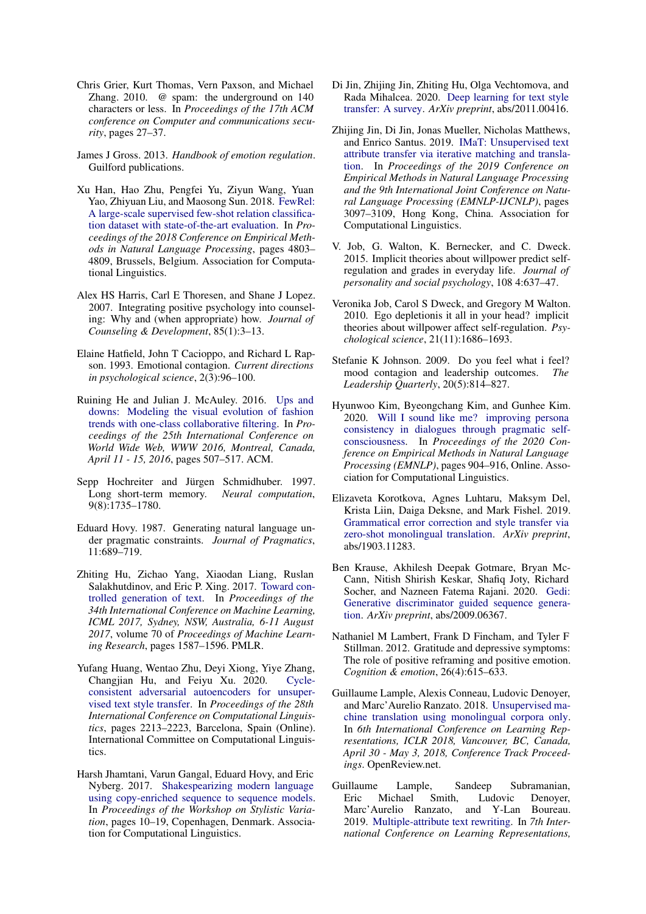Chris Grier, Kurt Thomas, Vern Paxson, and Michael Zhang. 2010. @ spam: the underground on 140 characters or less. In *Proceedings of the 17th ACM conference on Computer and communications security*, pages 27–37.

James J Gross. 2013. *Handbook of emotion regulation*. Guilford publications.

Xu Han, Hao Zhu, Pengfei Yu, Ziyun Wang, Yuan Yao, Zhiyuan Liu, and Maosong Sun. 2018. FewRel: A large-scale supervised few-shot relation classification dataset with state-of-the-art evaluation. In *Proceedings of the 2018 Conference on Empirical Methods in Natural Language Processing*, pages 4803–4809, Brussels, Belgium. Association for Computational Linguistics.

Alex HS Harris, Carl E Thoresen, and Shane J Lopez. 2007. Integrating positive psychology into counseling: Why and (when appropriate) how. *Journal of Counseling & Development*, 85(1):3–13.

Elaine Hatfield, John T Cacioppo, and Richard L Rapson. 1993. Emotional contagion. *Current directions in psychological science*, 2(3):96–100.

Ruining He and Julian J. McAuley. 2016. Ups and downs: Modeling the visual evolution of fashion trends with one-class collaborative filtering. In *Proceedings of the 25th International Conference on World Wide Web, WWW 2016, Montreal, Canada, April 11 - 15, 2016*, pages 507–517. ACM.

Sepp Hochreiter and Jürgen Schmidhuber. 1997. Long short-term memory. *Neural computation*, 9(8):1735–1780.

Eduard Hovy. 1987. Generating natural language under pragmatic constraints. *Journal of Pragmatics*, 11:689–719.

Zhiting Hu, Zichao Yang, Xiaodan Liang, Ruslan Salakhutdinov, and Eric P. Xing. 2017. Toward controlled generation of text. In *Proceedings of the 34th International Conference on Machine Learning, ICML 2017, Sydney, NSW, Australia, 6-11 August 2017*, volume 70 of *Proceedings of Machine Learning Research*, pages 1587–1596. PMLR.

Yufang Huang, Wentao Zhu, Deyi Xiong, Yiye Zhang, Changjian Hu, and Feiyu Xu. 2020. Cycle-consistent adversarial autoencoders for unsupervised text style transfer. In *Proceedings of the 28th International Conference on Computational Linguistics*, pages 2213–2223, Barcelona, Spain (Online). International Committee on Computational Linguistics.

Harsh Jhamtani, Varun Gangal, Eduard Hovy, and Eric Nyberg. 2017. Shakespearizing modern language using copy-enriched sequence to sequence models. In *Proceedings of the Workshop on Stylistic Variation*, pages 10–19, Copenhagen, Denmark. Association for Computational Linguistics.

Di Jin, Zhijing Jin, Zhiting Hu, Olga Vechtomova, and Rada Mihalcea. 2020. Deep learning for text style transfer: A survey. *ArXiv preprint*, abs/2011.00416.

Zhijing Jin, Di Jin, Jonas Mueller, Nicholas Matthews, and Enrico Santus. 2019. IMaT: Unsupervised text attribute transfer via iterative matching and translation. In *Proceedings of the 2019 Conference on Empirical Methods in Natural Language Processing and the 9th International Joint Conference on Natural Language Processing (EMNLP-IJCNLP)*, pages 3097–3109, Hong Kong, China. Association for Computational Linguistics.

V. Job, G. Walton, K. Bernecker, and C. Dweck. 2015. Implicit theories about willpower predict self-regulation and grades in everyday life. *Journal of personality and social psychology*, 108 4:637–47.

Veronika Job, Carol S Dweck, and Gregory M Walton. 2010. Ego depletionis it all in your head? implicit theories about willpower affect self-regulation. *Psychological science*, 21(11):1686–1693.

Stefanie K Johnson. 2009. Do you feel what i feel? mood contagion and leadership outcomes. *The Leadership Quarterly*, 20(5):814–827.

Hyunwoo Kim, Byeongchang Kim, and Gunhee Kim. 2020. Will I sound like me? improving persona consistency in dialogues through pragmatic self-consciousness. In *Proceedings of the 2020 Conference on Empirical Methods in Natural Language Processing (EMNLP)*, pages 904–916, Online. Association for Computational Linguistics.

Elizaveta Korotkova, Agnes Luhtaru, Maksym Del, Krista Liin, Daiga Deksne, and Mark Fishel. 2019. Grammatical error correction and style transfer via zero-shot monolingual translation. *ArXiv preprint*, abs/1903.11283.

Ben Krause, Akhilesh Deepak Gotmare, Bryan McCann, Nitish Shirish Keskar, Shafiq Joty, Richard Socher, and Nazneen Fatema Rajani. 2020. Gedi: Generative discriminator guided sequence generation. *ArXiv preprint*, abs/2009.06367.

Nathaniel M Lambert, Frank D Fincham, and Tyler F Stillman. 2012. Gratitude and depressive symptoms: The role of positive reframing and positive emotion. *Cognition & emotion*, 26(4):615–633.

Guillaume Lample, Alexis Conneau, Ludovic Denoyer, and Marc'Aurelio Ranzato. 2018. Unsupervised machine translation using monolingual corpora only. In *6th International Conference on Learning Representations, ICLR 2018, Vancouver, BC, Canada, April 30 - May 3, 2018, Conference Track Proceedings*. OpenReview.net.

Guillaume Lample, Sandeep Subramanian, Eric Michael Smith, Ludovic Denoyer, Marc'Aurelio Ranzato, and Y-Lan Boureau. 2019. Multiple-attribute text rewriting. In *7th International Conference on Learning Representations,*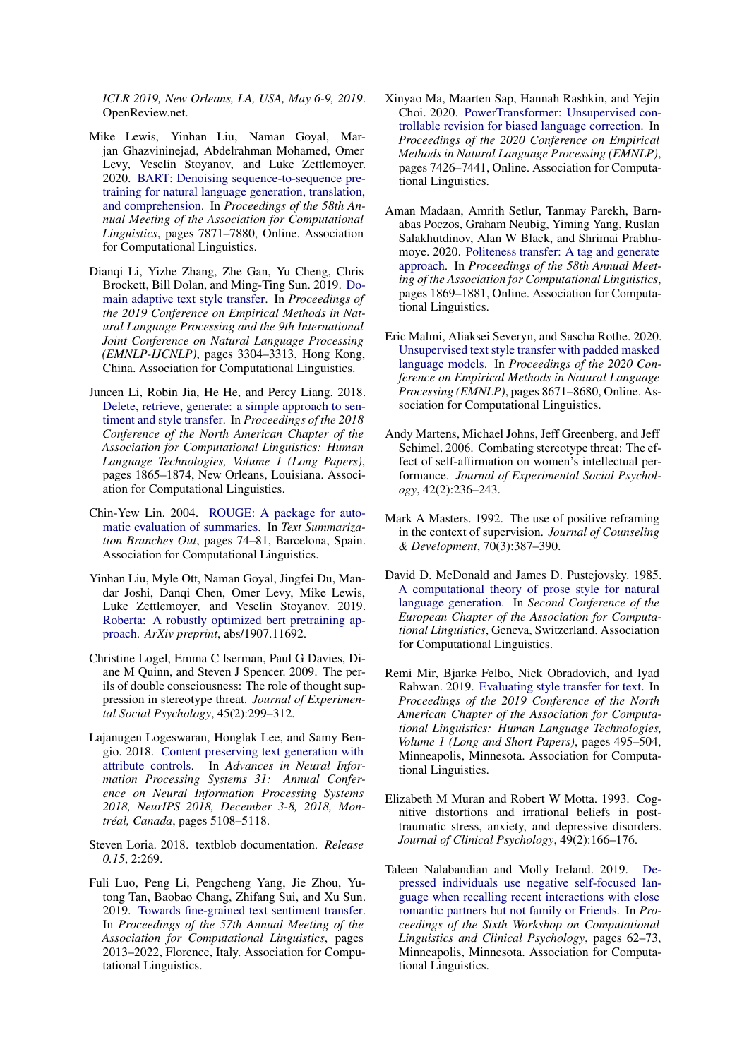ICLR 2019, New Orleans, LA, USA, May 6-9, 2019. OpenReview.net.

Mike Lewis, Yinhan Liu, Naman Goyal, Marjan Ghazvininejad, Abdelrahman Mohamed, Omer Levy, Veselin Stoyanov, and Luke Zettlemoyer. 2020. BART: Denoising sequence-to-sequence pre-training for natural language generation, translation, and comprehension. In *Proceedings of the 58th Annual Meeting of the Association for Computational Linguistics*, pages 7871–7880, Online. Association for Computational Linguistics.

Dianqi Li, Yizhe Zhang, Zhe Gan, Yu Cheng, Chris Brockett, Bill Dolan, and Ming-Ting Sun. 2019. Domain adaptive text style transfer. In *Proceedings of the 2019 Conference on Empirical Methods in Natural Language Processing and the 9th International Joint Conference on Natural Language Processing (EMNLP-IJCNLP)*, pages 3304–3313, Hong Kong, China. Association for Computational Linguistics.

Juncen Li, Robin Jia, He He, and Percy Liang. 2018. Delete, retrieve, generate: a simple approach to sentiment and style transfer. In *Proceedings of the 2018 Conference of the North American Chapter of the Association for Computational Linguistics: Human Language Technologies, Volume 1 (Long Papers)*, pages 1865–1874, New Orleans, Louisiana. Association for Computational Linguistics.

Chin-Yew Lin. 2004. ROUGE: A package for automatic evaluation of summaries. In *Text Summarization Branches Out*, pages 74–81, Barcelona, Spain. Association for Computational Linguistics.

Yinhan Liu, Myle Ott, Naman Goyal, Jingfei Du, Mandar Joshi, Danqi Chen, Omer Levy, Mike Lewis, Luke Zettlemoyer, and Veselin Stoyanov. 2019. Roberta: A robustly optimized bert pretraining approach. *ArXiv preprint*, abs/1907.11692.

Christine Logel, Emma C Iserman, Paul G Davies, Diane M Quinn, and Steven J Spencer. 2009. The perils of double consciousness: The role of thought suppression in stereotype threat. *Journal of Experimental Social Psychology*, 45(2):299–312.

Lajanugen Logeswaran, Honglak Lee, and Samy Bengio. 2018. Content preserving text generation with attribute controls. In *Advances in Neural Information Processing Systems 31: Annual Conference on Neural Information Processing Systems 2018, NeurIPS 2018, December 3-8, 2018, Montréal, Canada*, pages 5108–5118.

Steven Loria. 2018. textblob documentation. *Release 0.15*, 2:269.

Fuli Luo, Peng Li, Pengcheng Yang, Jie Zhou, Yutong Tan, Baobao Chang, Zhifang Sui, and Xu Sun. 2019. Towards fine-grained text sentiment transfer. In *Proceedings of the 57th Annual Meeting of the Association for Computational Linguistics*, pages 2013–2022, Florence, Italy. Association for Computational Linguistics.

Xinyao Ma, Maarten Sap, Hannah Rashkin, and Yejin Choi. 2020. PowerTransformer: Unsupervised controllable revision for biased language correction. In *Proceedings of the 2020 Conference on Empirical Methods in Natural Language Processing (EMNLP)*, pages 7426–7441, Online. Association for Computational Linguistics.

Aman Madaan, Amrith Setlur, Tanmay Parekh, Barnabas Poczos, Graham Neubig, Yiming Yang, Ruslan Salakhutdinov, Alan W Black, and Shrimai Prabhumoye. 2020. Politeness transfer: A tag and generate approach. In *Proceedings of the 58th Annual Meeting of the Association for Computational Linguistics*, pages 1869–1881, Online. Association for Computational Linguistics.

Eric Malmi, Aliaksei Severyn, and Sascha Rothe. 2020. Unsupervised text style transfer with padded masked language models. In *Proceedings of the 2020 Conference on Empirical Methods in Natural Language Processing (EMNLP)*, pages 8671–8680, Online. Association for Computational Linguistics.

Andy Martens, Michael Johns, Jeff Greenberg, and Jeff Schimel. 2006. Combating stereotype threat: The effect of self-affirmation on women's intellectual performance. *Journal of Experimental Social Psychology*, 42(2):236–243.

Mark A Masters. 1992. The use of positive reframing in the context of supervision. *Journal of Counseling & Development*, 70(3):387–390.

David D. McDonald and James D. Pustejovsky. 1985. A computational theory of prose style for natural language generation. In *Second Conference of the European Chapter of the Association for Computational Linguistics*, Geneva, Switzerland. Association for Computational Linguistics.

Remi Mir, Bjarke Felbo, Nick Obradovich, and Iyad Rahwan. 2019. Evaluating style transfer for text. In *Proceedings of the 2019 Conference of the North American Chapter of the Association for Computational Linguistics: Human Language Technologies, Volume 1 (Long and Short Papers)*, pages 495–504, Minneapolis, Minnesota. Association for Computational Linguistics.

Elizabeth M Muran and Robert W Motta. 1993. Cognitive distortions and irrational beliefs in post-traumatic stress, anxiety, and depressive disorders. *Journal of Clinical Psychology*, 49(2):166–176.

Taleen Nalabandian and Molly Ireland. 2019. Depressed individuals use negative self-focused language when recalling recent interactions with close romantic partners but not family or Friends. In *Proceedings of the Sixth Workshop on Computational Linguistics and Clinical Psychology*, pages 62–73, Minneapolis, Minnesota. Association for Computational Linguistics.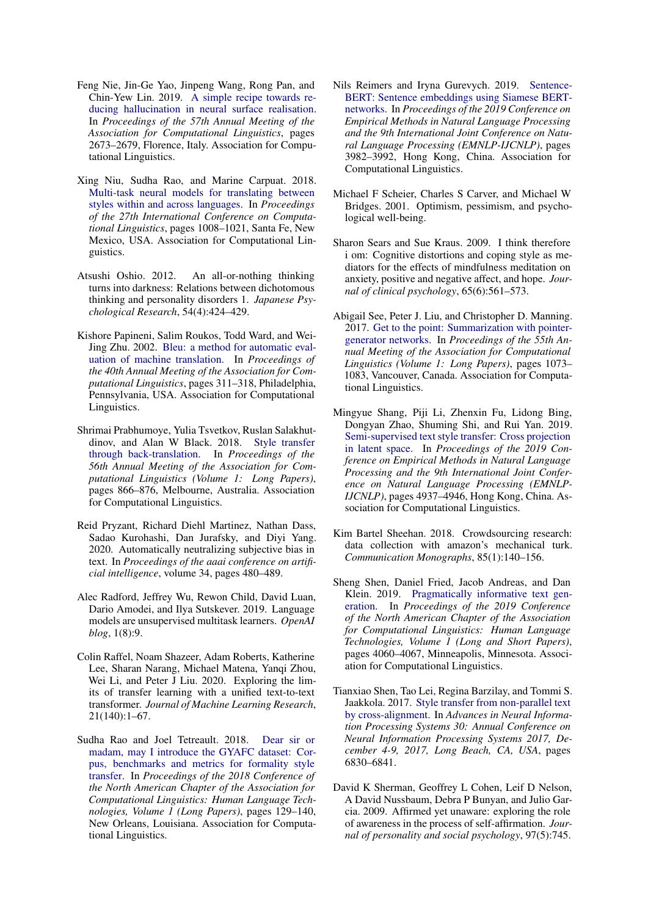Feng Nie, Jin-Ge Yao, Jinpeng Wang, Rong Pan, and Chin-Yew Lin. 2019. A simple recipe towards reducing hallucination in neural surface realisation. In *Proceedings of the 57th Annual Meeting of the Association for Computational Linguistics*, pages 2673–2679, Florence, Italy. Association for Computational Linguistics.

Xing Niu, Sudha Rao, and Marine Carpuat. 2018. Multi-task neural models for translating between styles within and across languages. In *Proceedings of the 27th International Conference on Computational Linguistics*, pages 1008–1021, Santa Fe, New Mexico, USA. Association for Computational Linguistics.

Atsushi Oshio. 2012. An all-or-nothing thinking turns into darkness: Relations between dichotomous thinking and personality disorders 1. *Japanese Psychological Research*, 54(4):424–429.

Kishore Papineni, Salim Roukos, Todd Ward, and Wei-Jing Zhu. 2002. Bleu: a method for automatic evaluation of machine translation. In *Proceedings of the 40th Annual Meeting of the Association for Computational Linguistics*, pages 311–318, Philadelphia, Pennsylvania, USA. Association for Computational Linguistics.

Shrimai Prabhumoye, Yulia Tsvetkov, Ruslan Salakhutdinov, and Alan W Black. 2018. Style transfer through back-translation. In *Proceedings of the 56th Annual Meeting of the Association for Computational Linguistics (Volume 1: Long Papers)*, pages 866–876, Melbourne, Australia. Association for Computational Linguistics.

Reid Pryzant, Richard Diehl Martinez, Nathan Dass, Sadao Kurohashi, Dan Jurafsky, and Diyi Yang. 2020. Automatically neutralizing subjective bias in text. In *Proceedings of the aaai conference on artificial intelligence*, volume 34, pages 480–489.

Alec Radford, Jeffrey Wu, Rewon Child, David Luan, Dario Amodei, and Ilya Sutskever. 2019. Language models are unsupervised multitask learners. *OpenAI blog*, 1(8):9.

Colin Raffel, Noam Shazeer, Adam Roberts, Katherine Lee, Sharan Narang, Michael Matena, Yanqi Zhou, Wei Li, and Peter J Liu. 2020. Exploring the limits of transfer learning with a unified text-to-text transformer. *Journal of Machine Learning Research*, 21(140):1–67.

Sudha Rao and Joel Tetreault. 2018. Dear sir or madam, may I introduce the GYAFC dataset: Corpus, benchmarks and metrics for formality style transfer. In *Proceedings of the 2018 Conference of the North American Chapter of the Association for Computational Linguistics: Human Language Technologies, Volume 1 (Long Papers)*, pages 129–140, New Orleans, Louisiana. Association for Computational Linguistics.

Nils Reimers and Iryna Gurevych. 2019. Sentence-BERT: Sentence embeddings using Siamese BERT-networks. In *Proceedings of the 2019 Conference on Empirical Methods in Natural Language Processing and the 9th International Joint Conference on Natural Language Processing (EMNLP-IJCNLP)*, pages 3982–3992, Hong Kong, China. Association for Computational Linguistics.

Michael F Scheier, Charles S Carver, and Michael W Bridges. 2001. Optimism, pessimism, and psychological well-being.

Sharon Sears and Sue Kraus. 2009. I think therefore i om: Cognitive distortions and coping style as mediators for the effects of mindfulness meditation on anxiety, positive and negative affect, and hope. *Journal of clinical psychology*, 65(6):561–573.

Abigail See, Peter J. Liu, and Christopher D. Manning. 2017. Get to the point: Summarization with pointer-generator networks. In *Proceedings of the 55th Annual Meeting of the Association for Computational Linguistics (Volume 1: Long Papers)*, pages 1073–1083, Vancouver, Canada. Association for Computational Linguistics.

Mingyue Shang, Piji Li, Zhenxin Fu, Lidong Bing, Dongyan Zhao, Shuming Shi, and Rui Yan. 2019. Semi-supervised text style transfer: Cross projection in latent space. In *Proceedings of the 2019 Conference on Empirical Methods in Natural Language Processing and the 9th International Joint Conference on Natural Language Processing (EMNLP-IJCNLP)*, pages 4937–4946, Hong Kong, China. Association for Computational Linguistics.

Kim Bartel Sheehan. 2018. Crowdsourcing research: data collection with amazon's mechanical turk. *Communication Monographs*, 85(1):140–156.

Sheng Shen, Daniel Fried, Jacob Andreas, and Dan Klein. 2019. Pragmatically informative text generation. In *Proceedings of the 2019 Conference of the North American Chapter of the Association for Computational Linguistics: Human Language Technologies, Volume 1 (Long and Short Papers)*, pages 4060–4067, Minneapolis, Minnesota. Association for Computational Linguistics.

Tianxiao Shen, Tao Lei, Regina Barzilay, and Tommi S. Jaakkola. 2017. Style transfer from non-parallel text by cross-alignment. In *Advances in Neural Information Processing Systems 30: Annual Conference on Neural Information Processing Systems 2017, December 4-9, 2017, Long Beach, CA, USA*, pages 6830–6841.

David K Sherman, Geoffrey L Cohen, Leif D Nelson, A David Nussbaum, Debra P Bunyan, and Julio Garcia. 2009. Affirmed yet unaware: exploring the role of awareness in the process of self-affirmation. *Journal of personality and social psychology*, 97(5):745.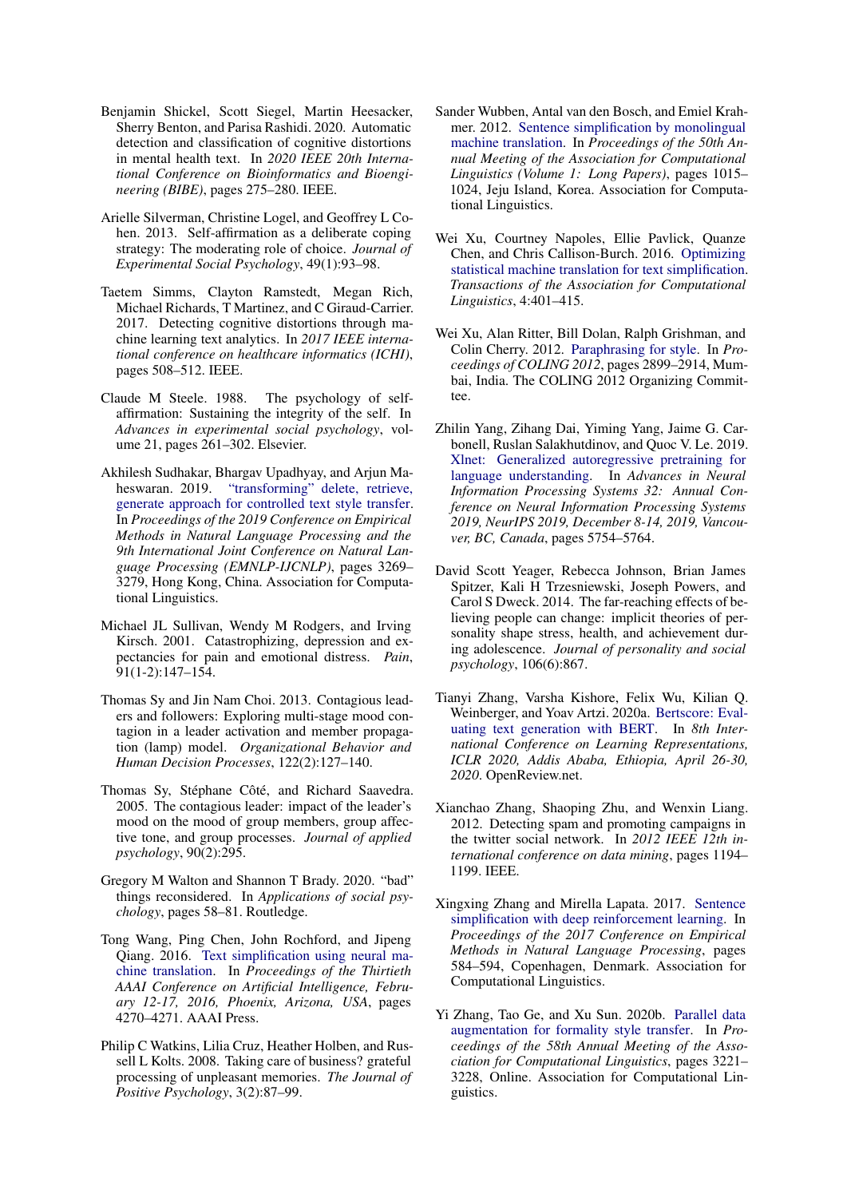Benjamin Shickel, Scott Siegel, Martin Heesacker, Sherry Benton, and Parisa Rashidi. 2020. Automatic detection and classification of cognitive distortions in mental health text. In *2020 IEEE 20th International Conference on Bioinformatics and Bioengineering (BIBE)*, pages 275–280. IEEE.

Arielle Silverman, Christine Logel, and Geoffrey L Cohen. 2013. Self-affirmation as a deliberate coping strategy: The moderating role of choice. *Journal of Experimental Social Psychology*, 49(1):93–98.

Taetem Simms, Clayton Ramstedt, Megan Rich, Michael Richards, T Martinez, and C Giraud-Carrier. 2017. Detecting cognitive distortions through machine learning text analytics. In *2017 IEEE international conference on healthcare informatics (ICHI)*, pages 508–512. IEEE.

Claude M Steele. 1988. The psychology of self-affirmation: Sustaining the integrity of the self. In *Advances in experimental social psychology*, volume 21, pages 261–302. Elsevier.

Akhilesh Sudhakar, Bhargav Upadhyay, and Arjun Maheswaran. 2019. "transforming" delete, retrieve, generate approach for controlled text style transfer. In *Proceedings of the 2019 Conference on Empirical Methods in Natural Language Processing and the 9th International Joint Conference on Natural Language Processing (EMNLP-IJCNLP)*, pages 3269–3279, Hong Kong, China. Association for Computational Linguistics.

Michael JL Sullivan, Wendy M Rodgers, and Irving Kirsch. 2001. Catastrophizing, depression and expectancies for pain and emotional distress. *Pain*, 91(1-2):147–154.

Thomas Sy and Jin Nam Choi. 2013. Contagious leaders and followers: Exploring multi-stage mood contagion in a leader activation and member propagation (lamp) model. *Organizational Behavior and Human Decision Processes*, 122(2):127–140.

Thomas Sy, Stéphane Côté, and Richard Saavedra. 2005. The contagious leader: impact of the leader's mood on the mood of group members, group affective tone, and group processes. *Journal of applied psychology*, 90(2):295.

Gregory M Walton and Shannon T Brady. 2020. "bad" things reconsidered. In *Applications of social psychology*, pages 58–81. Routledge.

Tong Wang, Ping Chen, John Rochford, and Jipeng Qiang. 2016. Text simplification using neural machine translation. In *Proceedings of the Thirtieth AAAI Conference on Artificial Intelligence, February 12-17, 2016, Phoenix, Arizona, USA*, pages 4270–4271. AAAI Press.

Philip C Watkins, Lilia Cruz, Heather Holben, and Russell L Kolts. 2008. Taking care of business? grateful processing of unpleasant memories. *The Journal of Positive Psychology*, 3(2):87–99.

Sander Wubben, Antal van den Bosch, and Emiel Krahmer. 2012. Sentence simplification by monolingual machine translation. In *Proceedings of the 50th Annual Meeting of the Association for Computational Linguistics (Volume 1: Long Papers)*, pages 1015–1024, Jeju Island, Korea. Association for Computational Linguistics.

Wei Xu, Courtney Napoles, Ellie Pavlick, Quanze Chen, and Chris Callison-Burch. 2016. Optimizing statistical machine translation for text simplification. *Transactions of the Association for Computational Linguistics*, 4:401–415.

Wei Xu, Alan Ritter, Bill Dolan, Ralph Grishman, and Colin Cherry. 2012. Paraphrasing for style. In *Proceedings of COLING 2012*, pages 2899–2914, Mumbai, India. The COLING 2012 Organizing Committee.

Zhilin Yang, Zihang Dai, Yiming Yang, Jaime G. Carbonell, Ruslan Salakhutdinov, and Quoc V. Le. 2019. Xlnet: Generalized autoregressive pretraining for language understanding. In *Advances in Neural Information Processing Systems 32: Annual Conference on Neural Information Processing Systems 2019, NeurIPS 2019, December 8-14, 2019, Vancouver, BC, Canada*, pages 5754–5764.

David Scott Yeager, Rebecca Johnson, Brian James Spitzer, Kali H Trzesniewski, Joseph Powers, and Carol S Dweck. 2014. The far-reaching effects of believing people can change: implicit theories of personality shape stress, health, and achievement during adolescence. *Journal of personality and social psychology*, 106(6):867.

Tianyi Zhang, Varsha Kishore, Felix Wu, Kilian Q. Weinberger, and Yoav Artzi. 2020a. Bertscore: Evaluating text generation with BERT. In *8th International Conference on Learning Representations, ICLR 2020, Addis Ababa, Ethiopia, April 26-30, 2020*. OpenReview.net.

Xianchao Zhang, Shaoping Zhu, and Wenxin Liang. 2012. Detecting spam and promoting campaigns in the twitter social network. In *2012 IEEE 12th international conference on data mining*, pages 1194–1199. IEEE.

Xingxing Zhang and Mirella Lapata. 2017. Sentence simplification with deep reinforcement learning. In *Proceedings of the 2017 Conference on Empirical Methods in Natural Language Processing*, pages 584–594, Copenhagen, Denmark. Association for Computational Linguistics.

Yi Zhang, Tao Ge, and Xu Sun. 2020b. Parallel data augmentation for formality style transfer. In *Proceedings of the 58th Annual Meeting of the Association for Computational Linguistics*, pages 3221–3228, Online. Association for Computational Linguistics.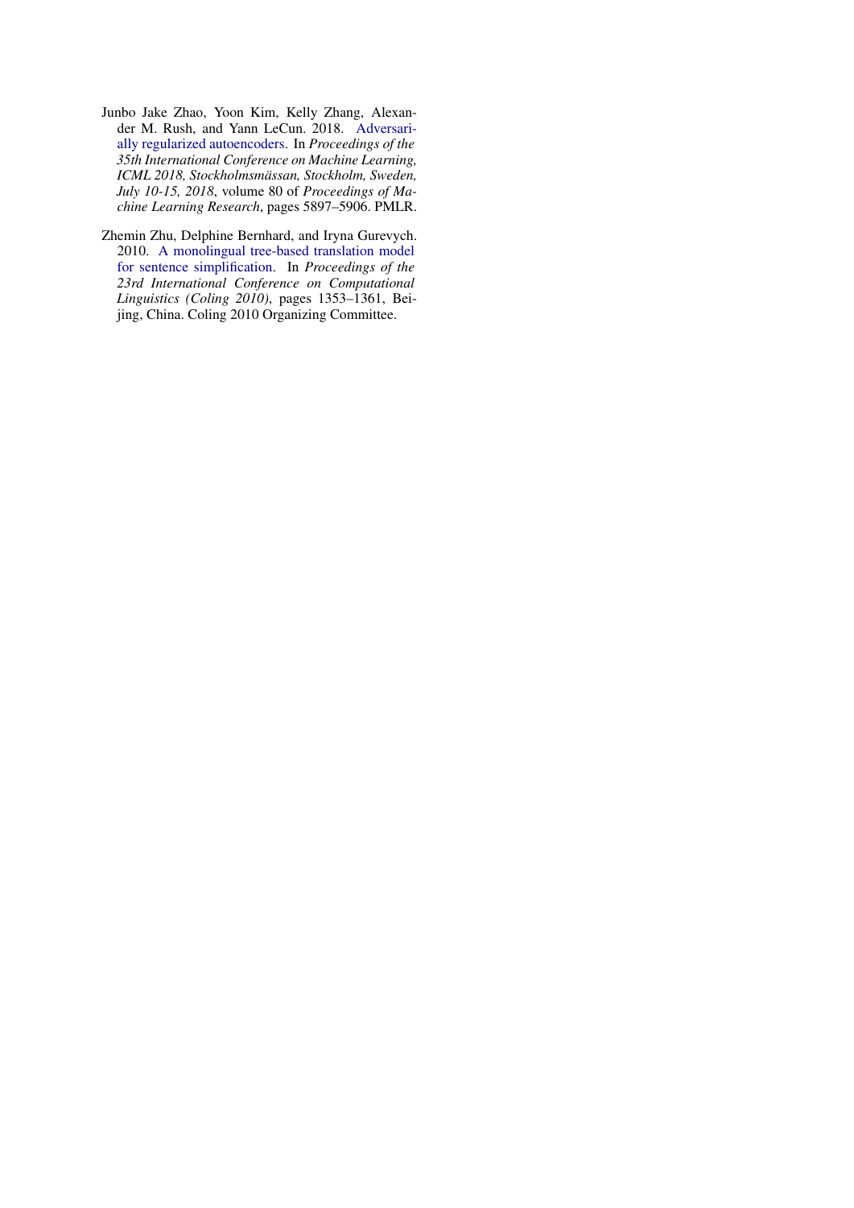Junbo Jake Zhao, Yoon Kim, Kelly Zhang, Alexander M. Rush, and Yann LeCun. 2018. Adversarially regularized autoencoders. In *Proceedings of the 35th International Conference on Machine Learning, ICML 2018, Stockholmsmässan, Stockholm, Sweden, July 10-15, 2018*, volume 80 of *Proceedings of Machine Learning Research*, pages 5897–5906. PMLR.

Zhemin Zhu, Delphine Bernhard, and Iryna Gurevych. 2010. A monolingual tree-based translation model for sentence simplification. In *Proceedings of the 23rd International Conference on Computational Linguistics (Coling 2010)*, pages 1353–1361, Beijing, China. Coling 2010 Organizing Committee.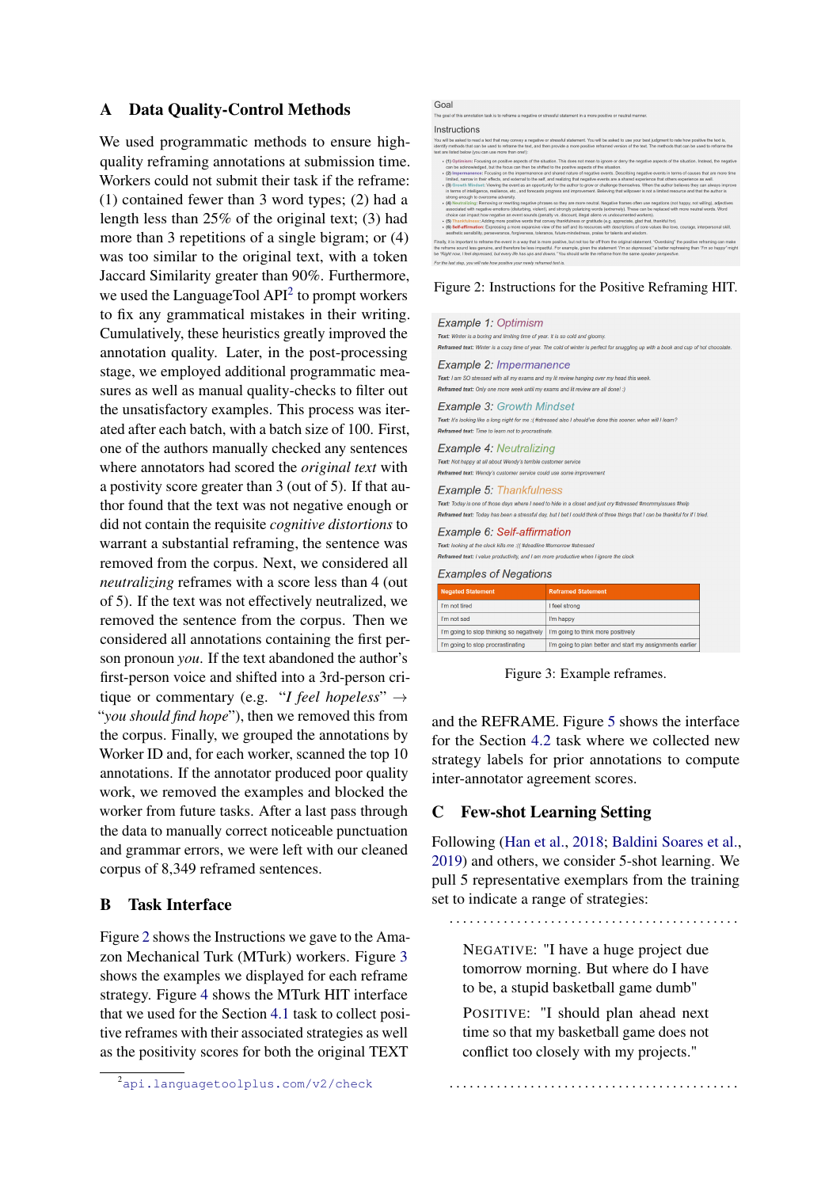## A Data Quality-Control Methods

We used programmatic methods to ensure high-quality reframing annotations at submission time. Workers could not submit their task if the reframe: (1) contained fewer than 3 word types; (2) had a length less than 25% of the original text; (3) had more than 3 repetitions of a single bigram; or (4) was too similar to the original text, with a token Jaccard Similarity greater than 90%. Furthermore, we used the LanguageTool API[2] to prompt workers to fix any grammatical mistakes in their writing. Cumulatively, these heuristics greatly improved the annotation quality. Later, in the post-processing stage, we employed additional programmatic measures as well as manual quality-checks to filter out the unsatisfactory examples. This process was iterated after each batch, with a batch size of 100. First, one of the authors manually checked any sentences where annotators had scored the *original text* with a positivity score greater than 3 (out of 5). If that author found that the text was not negative enough or did not contain the requisite *cognitive distortions* to warrant a substantial reframing, the sentence was removed from the corpus. Next, we considered all *neutralizing* reframes with a score less than 4 (out of 5). If the text was not effectively neutralized, we removed the sentence from the corpus. Then we considered all annotations containing the first person pronoun *you*. If the text abandoned the author's first-person voice and shifted into a 3rd-person critique or commentary (e.g. "*I feel hopeless*" → "*you should find hope*"), then we removed this from the corpus. Finally, we grouped the annotations by Worker ID and, for each worker, scanned the top 10 annotations. If the annotator produced poor quality work, we removed the examples and blocked the worker from future tasks. After a last pass through the data to manually correct noticeable punctuation and grammar errors, we were left with our cleaned corpus of 8,349 reframed sentences.

## B Task Interface

Figure 2 shows the Instructions we gave to the Amazon Mechanical Turk (MTurk) workers. Figure 3 shows the examples we displayed for each reframe strategy. Figure 4 shows the MTurk HIT interface that we used for the Section 4.1 task to collect positive reframes with their associated strategies as well as the positivity scores for both the original TEXT and the REFRAME. Figure 5 shows the interface for the Section 4.2 task where we collected new strategy labels for prior annotations to compute inter-annotator agreement scores.

[2] api.languagetoolplus.com/v2/check

Goal

The goal of this annotation task is to reframe a negative or stressful statement in a more positive or neutral manner.

Instructions

You will be asked to read a text that may convey a negative or stressful statement. You will be asked to use your best judgment to rate how positive the text is, identify methods that can be used to reframe the text, and then provide a more positive reframed version of the text. The methods that can be used to reframe the text are listed below (you can use more than one!):

- (1) Optimism: Focusing on positive aspects of the situation. This does not mean to ignore or deny the negative aspects of the situation. Instead, the negative can be acknowledged, but the focus can then be shifted to the positive aspects of the situation.
- (2) Impermanence: Focusing on the impermanence and shared nature of negative events. Describing negative events in terms of causes that are more time limited, narrow in their effects, and external to the self, and realizing that negative events are a shared experience that others experience as well.
- (3) Growth Mindset: Viewing the event as an opportunity for the author to grow or challenge themselves. When the author believes they can always improve in terms of intelligence, resilience, etc., and forecasts progress and improvement. Believing that willpower is not a limited resource and that the author is strong enough to overcome adversity.
- (4) Neutralizing: Removing or rewriting negative phrases so they are more neutral. Negative frames often use negations (not happy, not willing), adjectives associated with negative emotions (disturbing, violent), and strongly polarizing words (extremely). These can be replaced with more neutral words. Word choice can impact how negative an event sounds (penalty vs. discount, illegal aliens vs undocumented workers).
- (5) Thankfulness: Adding more positive words that convey thankfulness or gratitude (e.g. appreciate, glad that, thankful for).
- (6) Self-affirmation: Expressing a more expansive view of the self and its resources with descriptions of core values like love, courage, interpersonal skill, aesthetic sensibility, perseverance, forgiveness, tolerance, future-mindedness, praise for talents and wisdom.

Finally, it is important to reframe the event in a way that is more positive, but not too far off from the original statement. "Overdoing" the positive reframing can make the reframe sound less genuine, and therefore be less impactful. For example, given the statement "I'm so depressed," a better rephrasing than "I'm so happy" might be "Right now, I feel depressed, but every life has ups and downs." You should write the reframe from the same speaker perspective.

For the last step, you will rate how positive your newly reframed text is.

Figure 2: Instructions for the Positive Reframing HIT.

Example 1: Optimism

**Text:** Winter is a boring and limiting time of year. It is so cold and gloomy.

**Reframed text:** Winter is a cozy time of year. The cold of winter is perfect for snuggling up with a book and cup of hot chocolate.

Example 2: Impermenence

**Text:** I am SO stressed with all my exams and my lit review hanging over my head this week.

**Reframed text:** Only one more week until my exams and lit review are all done! :)

Example 3: Growth Mindset

**Text:** It's looking like a long night for me :( #stressed also I should've done this sooner. when will I learn?

**Reframed text:** Time to learn not to procrastinate.

Example 4: Neutralizing

**Text:** Not happy at all about Wendy's terrible customer service

**Reframed text:** Wendy's customer service could use some improvement

Example 5: Thankfulness

**Text:** Today is one of those days where I need to hide in a closet and just cry #stressed #mommyissues #help

**Reframed text:** Today has been a stressful day, but I bet I could think of three things that I can be thankful for if I tried.

Example 6: Self-affirmation

**Text:** looking at the clock kills me :(( #deadline #tomorrow #stressed

**Reframed text:** I value productivity, and I am more productive when I ignore the clock

Examples of Negations

| Negated Statement | Reframed Statement |
|---|---|
| I'm not tired | I feel strong |
| I'm not sad | I'm happy |
| I'm going to stop thinking so negatively | I'm going to think more positively |
| I'm going to stop procrastinating | I'm going to plan better and start my assignments earlier |

Figure 3: Example reframes.

## C Few-shot Learning Setting

Following (Han et al., 2018; Baldini Soares et al., 2019) and others, we consider 5-shot learning. We pull 5 representative exemplars from the training set to indicate a range of strategies:

.........................................

NEGATIVE: "I have a huge project due tomorrow morning. But where do I have to be, a stupid basketball game dumb"

POSITIVE: "I should plan ahead next time so that my basketball game does not conflict too closely with my projects."

.........................................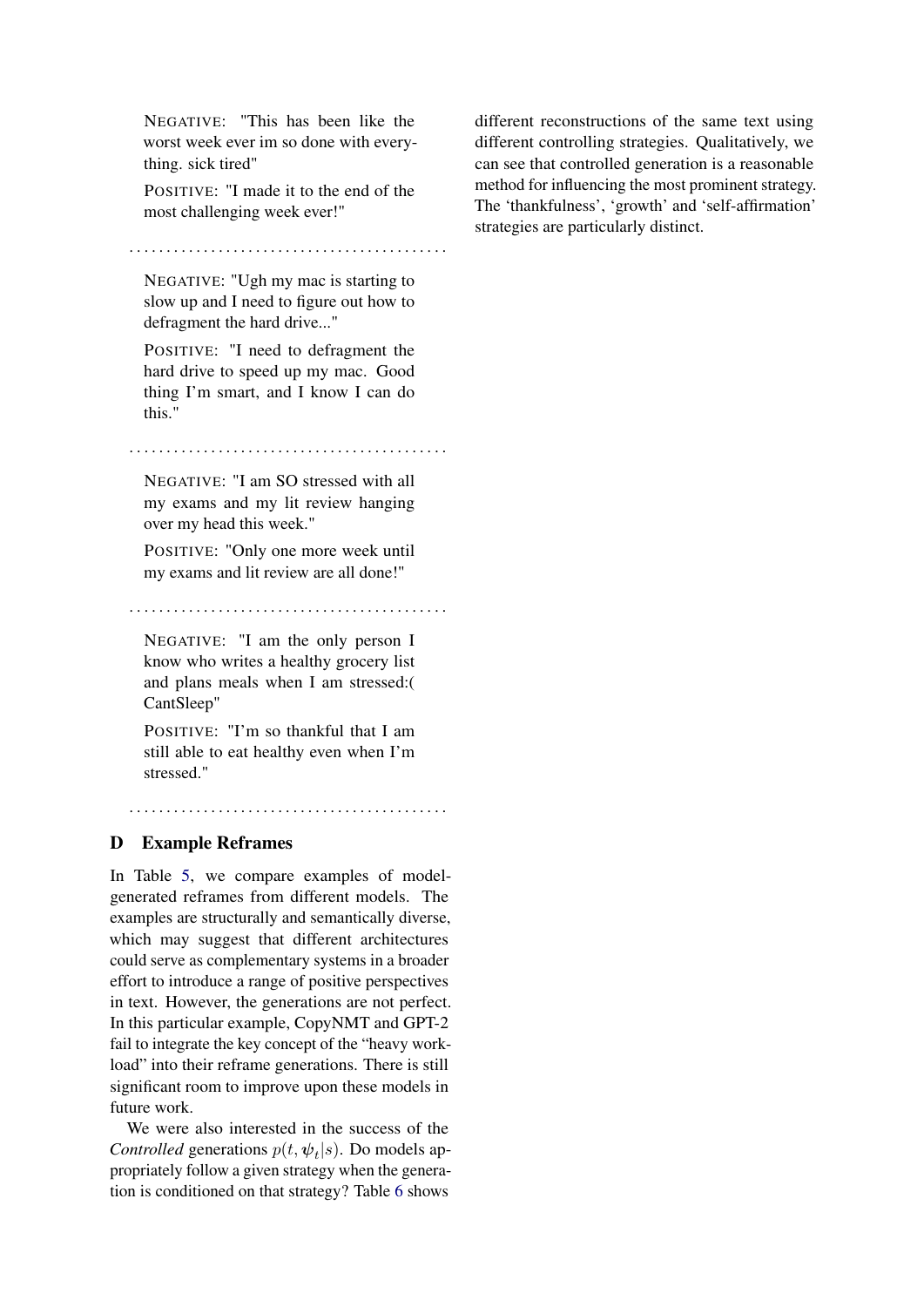NEGATIVE: "This has been like the worst week ever im so done with everything. sick tired"

POSITIVE: "I made it to the end of the most challenging week ever!"

. . . . . . . . . . . . . . . . . . . . . . . . . . . . . . . . . . . . . . . . . .

NEGATIVE: "Ugh my mac is starting to slow up and I need to figure out how to defragment the hard drive..."

POSITIVE: "I need to defragment the hard drive to speed up my mac. Good thing I'm smart, and I know I can do this."

. . . . . . . . . . . . . . . . . . . . . . . . . . . . . . . . . . . . . . . . . .

NEGATIVE: "I am SO stressed with all my exams and my lit review hanging over my head this week."

POSITIVE: "Only one more week until my exams and lit review are all done!"

. . . . . . . . . . . . . . . . . . . . . . . . . . . . . . . . . . . . . . . . . .

NEGATIVE: "I am the only person I know who writes a healthy grocery list and plans meals when I am stressed:( CantSleep"

POSITIVE: "I'm so thankful that I am still able to eat healthy even when I'm stressed."

. . . . . . . . . . . . . . . . . . . . . . . . . . . . . . . . . . . . . . . . . .

## D Example Reframes

In Table 5, we compare examples of model-generated reframes from different models. The examples are structurally and semantically diverse, which may suggest that different architectures could serve as complementary systems in a broader effort to introduce a range of positive perspectives in text. However, the generations are not perfect. In this particular example, CopyNMT and GPT-2 fail to integrate the key concept of the "heavy workload" into their reframe generations. There is still significant room to improve upon these models in future work.

We were also interested in the success of the *Controlled* generations $p(t, \psi_t|s)$. Do models appropriately follow a given strategy when the generation is conditioned on that strategy? Table 6 shows different reconstructions of the same text using different controlling strategies. Qualitatively, we can see that controlled generation is a reasonable method for influencing the most prominent strategy. The 'thankfulness', 'growth' and 'self-affirmation' strategies are particularly distinct.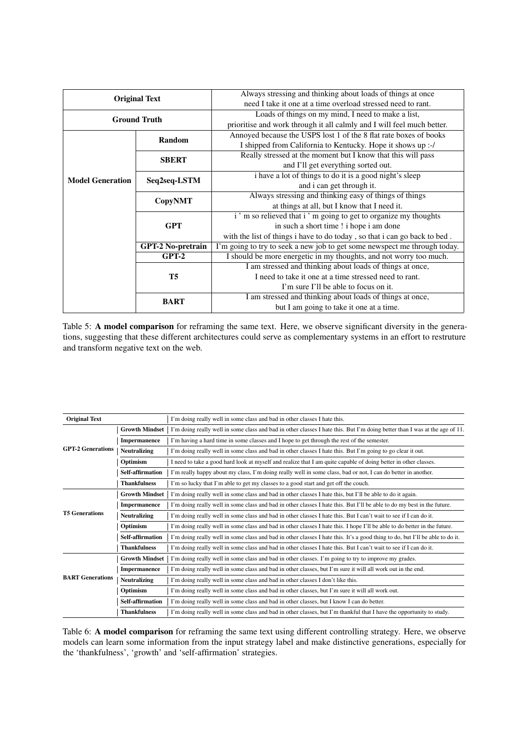| **Original Text** | | Always stressing and thinking about loads of things at once need I take it one at a time overload stressed need to rant. |
|---|---|---|
| **Ground Truth** | | Loads of things on my mind, I need to make a list, prioritise and work through it all calmly and I will feel much better. |
| **Model Generation** | **Random** | Annoyed because the USPS lost 1 of the 8 flat rate boxes of books I shipped from California to Kentucky. Hope it shows up :-/ |
| | **SBERT** | Really stressed at the moment but I know that this will pass and I'll get everything sorted out. |
| | **Seq2seq-LSTM** | i have a lot of things to do it is a good night's sleep and i can get through it. |
| | **CopyNMT** | Always stressing and thinking easy of things of things at things at all, but I know that I need it. |
| | **GPT** | i ' m so relieved that i ' m going to get to organize my thoughts in such a short time ! i hope i am done with the list of things i have to do today , so that i can go back to bed . |
| | **GPT-2 No-pretrain** | I'm going to try to seek a new job to get some newspect me through today. |
| | **GPT-2** | I should be more energetic in my thoughts, and not worry too much. |
| | **T5** | I am stressed and thinking about loads of things at once, I need to take it one at a time stressed need to rant. I'm sure I'll be able to focus on it. |
| | **BART** | I am stressed and thinking about loads of things at once, but I am going to take it one at a time. |

Table 5: **A model comparison** for reframing the same text. Here, we observe significant diversity in the generations, suggesting that these different architectures could serve as complementary systems in an effort to restruture and transform negative text on the web.

| **Original Text** | | I'm doing really well in some class and bad in other classes I hate this. |
|---|---|---|
| **GPT-2 Generations** | **Growth Mindset** | I'm doing really well in some class and bad in other classes I hate this. But I'm doing better than I was at the age of 11. |
| | **Impermanence** | I'm having a hard time in some classes and I hope to get through the rest of the semester. |
| | **Neutralizing** | I'm doing really well in some class and bad in other classes I hate this. But I'm going to go clear it out. |
| | **Optimism** | I need to take a good hard look at myself and realize that I am quite capable of doing better in other classes. |
| | **Self-affirmation** | I'm really happy about my class, I'm doing really well in some class, bad or not, I can do better in another. |
| | **Thankfulness** | I'm so lucky that I'm able to get my classes to a good start and get off the couch. |
| **T5 Generations** | **Growth Mindset** | I'm doing really well in some class and bad in other classes I hate this, but I'll be able to do it again. |
| | **Impermanence** | I'm doing really well in some class and bad in other classes I hate this. But I'll be able to do my best in the future. |
| | **Neutralizing** | I'm doing really well in some class and bad in other classes I hate this. But I can't wait to see if I can do it. |
| | **Optimism** | I'm doing really well in some class and bad in other classes I hate this. I hope I'll be able to do better in the future. |
| | **Self-affirmation** | I'm doing really well in some class and bad in other classes I hate this. It's a good thing to do, but I'll be able to do it. |
| | **Thankfulness** | I'm doing really well in some class and bad in other classes I hate this. But I can't wait to see if I can do it. |
| **BART Generations** | **Growth Mindset** | I'm doing really well in some class and bad in other classes. I'm going to try to improve my grades. |
| | **Impermanence** | I'm doing really well in some class and bad in other classes, but I'm sure it will all work out in the end. |
| | **Neutralizing** | I'm doing really well in some class and bad in other classes I don't like this. |
| | **Optimism** | I'm doing really well in some class and bad in other classes, but I'm sure it will all work out. |
| | **Self-affirmation** | I'm doing really well in some class and bad in other classes, but I know I can do better. |
| | **Thankfulness** | I'm doing really well in some class and bad in other classes, but I'm thankful that I have the opportunity to study. |

Table 6: **A model comparison** for reframing the same text using different controlling strategy. Here, we observe models can learn some information from the input strategy label and make distinctive generations, especially for the 'thankfulness', 'growth' and 'self-affirmation' strategies.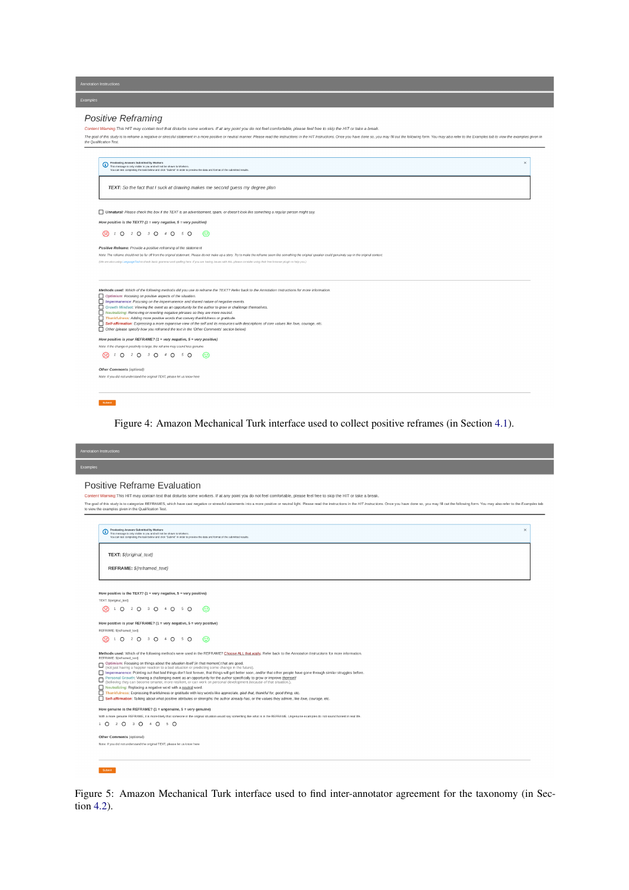Annotation Instructions

Examples

## Positive Reframing

Content Warning: This HIT may contain text that disturbs some workers. If at any point you do not feel comfortable, please feel free to skip the HIT or take a break.

The goal of this study is to reframe a negative or stressful statement in a more positive or neutral manner. Please read the instructions in the HIT Instructions. Once you have done so, you may fill out the following form. You may also refer to the Examples tab to view the examples given in the Qualification Test.

Previewing Answers Submitted by Workers
This message is only visible to you and will not be shown to Workers.
You can test completing the task below and click "Submit" in order to preview the data and format of the submitted results.

**TEXT:** So the fact that I suck at drawing makes me second guess my degree plan

☐ **Unnatural:** Please check this box if the TEXT is an advertisement, spam, or doesn't look like something a regular person might say.

**How positive is the TEXT? (1 = very negative, 5 = very positive)**

1 ○ 2 ○ 3 ○ 4 ○ 5 ○

**Positive Reframe:** Provide a positive reframing of the statement

Note: The reframe should not be far off from the original statement. Please do not make up a story. Try to make the reframe seem like something the original speaker could genuinely say in the original context.

(We are also using LanguageTool to check basic grammar and spelling here. If you are having issues with this, please consider using their free browser plugin to help you.)

**Methods used:** Which of the following methods did you use to reframe the TEXT? Refer back to the Annotation Instructions for more information.

- ☐ Optimism: Focusing on positive aspects of the situation.
- ☐ Impermanence: Focusing on the impermanence and shared nature of negative events.
- ☐ Growth Mindset: Viewing the event as an opportunity for the author to grow or challenge themselves.
- ☐ Neutralizing: Removing or rewriting negative phrases so they are more neutral.
- ☐ Thankfulness: Adding more positive words that convey thankfulness or gratitude.
- ☐ Self-affirmation: Expressing a more expansive view of the self and its resources with descriptions of core values like love, courage, etc.
- ☐ Other (please specify how you reframed the text in the 'Other Comments' section below)

**How positive is your REFRAME? (1 = very negative, 5 = very positive)**

Note: If the change in positivity is large, the reframe may sound less genuine.

1 ○ 2 ○ 3 ○ 4 ○ 5 ○

**Other Comments** (optional):

Note: If you did not understand the original TEXT, please let us know here

Submit

Figure 4: Amazon Mechanical Turk interface used to collect positive reframes (in Section 4.1).

Annotation Instructions

Examples

## Positive Reframe Evaluation

Content Warning: This HIT may contain text that disturbs some workers. If at any point you do not feel comfortable, please feel free to skip the HIT or take a break.

The goal of this study is to categorize REFRAMES, which have cast negative or stressful statements into a more positive or neutral light. Please read the instructions in the HIT Instructions. Once you have done so, you may fill out the following form. You may also refer to the Examples tab to view the examples given in the Qualification Test.

Previewing Answers Submitted by Workers
This message is only visible to you and will not be shown to Workers.
You can test completing the task below and click "Submit" in order to preview the data and format of the submitted results.

**TEXT:** ${original_text}

**REFRAME:** ${reframed_text}

**How positive is the TEXT? (1 = very negative, 5 = very positive)**

TEXT: ${original_text}

1 ○ 2 ○ 3 ○ 4 ○ 5 ○

**How positive is your REFRAME? (1 = very negative, 5 = very positive)**

REFRAME: ${reframed_text}

1 ○ 2 ○ 3 ○ 4 ○ 5 ○

**Methods used:** Which of the following methods were used in the REFRAME? Choose ALL that apply. Refer back to the Annotation Instructions for more information.

REFRAME: ${reframed_text}

- ☐ Optimism: Focusing on things about the situation itself (in that moment) that are good. (not just having a happier reaction to a bad situation or predicting some change in the future).
- ☐ Impermanence: Pointing out that bad things don't last forever, that things will get better soon, and/or that other people have gone through similar struggles before.
- ☐ Personal Growth: Viewing a challenging event as an opportunity for the author specifically to grow or improve themself (believing they can become smarter, more resilient, or can work on personal development because of that situation.)
- ☐ Neutralizing: Replacing a negative word with a neutral word.
- ☐ Thankfulness: Expressing thankfulness or gratitude with key words like appreciate, glad that, thankful for, good thing, etc.
- ☐ Self-affirmation: Talking about what positive attributes or strengths the author already has, or the values they admire, like love, courage, etc.

**How genuine is the REFRAME? (1 = ungenuine, 5 = very genuine)**

With a more genuine REFRAME, it is more likely that someone in the original situation would say something like what is in the REFRAME. Ungenuine examples do not sound honest in real life.

1 ○ 2 ○ 3 ○ 4 ○ 5 ○

**Other Comments** (optional):

Note: If you did not understand the original TEXT, please let us know here

Submit

Figure 5: Amazon Mechanical Turk interface used to find inter-annotator agreement for the taxonomy (in Section 4.2).